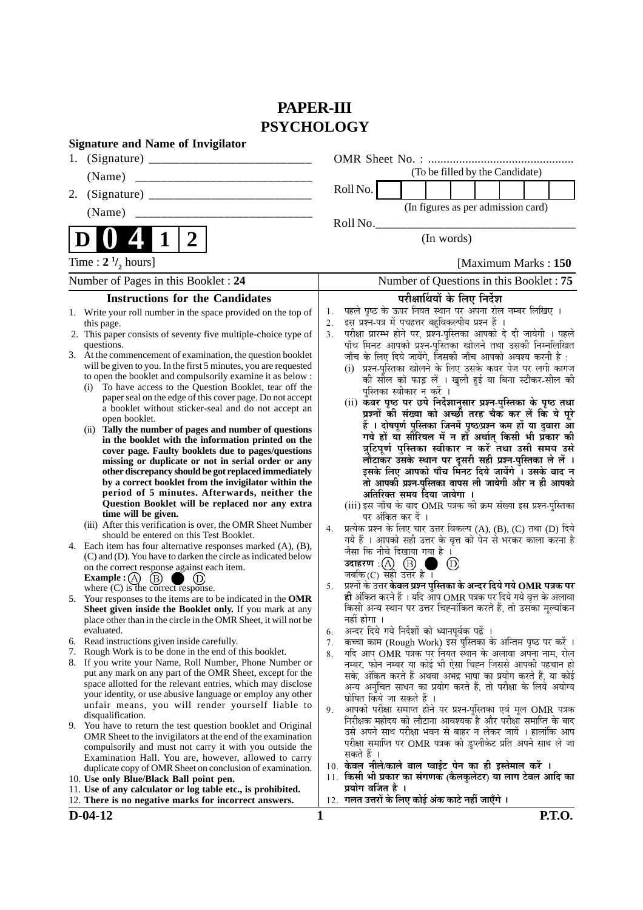# PAPER-III
# PSYCHOLOGY

**Signature and Name of Invigilator**

1. (Signature) __________________________

   (Name) __________________________

2. (Signature) __________________________

   (Name) __________________________

OMR Sheet No. : ...............................................
(To be filled by the Candidate)

Roll No. | | | | | | | | |
(In figures as per admission card)

Roll No.________________________________
(In words)

**D 0 4 1 2**

Time : $2\,^1/_2$ hours] [Maximum Marks : **150**

Number of Pages in this Booklet : **24**

Number of Questions in this Booklet : **75**

## Instructions for the Candidates

1. Write your roll number in the space provided on the top of this page.
2. This paper consists of seventy five multiple-choice type of questions.
3. At the commencement of examination, the question booklet will be given to you. In the first 5 minutes, you are requested to open the booklet and compulsorily examine it as below :
   (i) To have access to the Question Booklet, tear off the paper seal on the edge of this cover page. Do not accept a booklet without sticker-seal and do not accept an open booklet.
   (ii) **Tally the number of pages and number of questions in the booklet with the information printed on the cover page. Faulty booklets due to pages/questions missing or duplicate or not in serial order or any other discrepancy should be got replaced immediately by a correct booklet from the invigilator within the period of 5 minutes. Afterwards, neither the Question Booklet will be replaced nor any extra time will be given.**
   (iii) After this verification is over, the OMR Sheet Number should be entered on this Test Booklet.
4. Each item has four alternative responses marked (A), (B), (C) and (D). You have to darken the circle as indicated below on the correct response against each item.
   **Example :** (A) (B) ● (D)
   where (C) is the correct response.
5. Your responses to the items are to be indicated in the **OMR Sheet given inside the Booklet only.** If you mark at any place other than in the circle in the OMR Sheet, it will not be evaluated.
6. Read instructions given inside carefully.
7. Rough Work is to be done in the end of this booklet.
8. If you write your Name, Roll Number, Phone Number or put any mark on any part of the OMR Sheet, except for the space allotted for the relevant entries, which may disclose your identity, or use abusive language or employ any other unfair means, you will render yourself liable to disqualification.
9. You have to return the test question booklet and Original OMR Sheet to the invigilators at the end of the examination compulsorily and must not carry it with you outside the Examination Hall. You are, however, allowed to carry duplicate copy of OMR Sheet on conclusion of examination.
10. **Use only Blue/Black Ball point pen.**
11. **Use of any calculator or log table etc., is prohibited.**
12. **There is no negative marks for incorrect answers.**

## परीक्षार्थियों के लिए निर्देश

1. पहले पृष्ठ के ऊपर नियत स्थान पर अपना रोल नम्बर लिखिए ।
2. इस प्रश्न-पत्र में पचहत्तर बहुविकल्पीय प्रश्न हैं ।
3. परीक्षा प्रारम्भ होने पर, प्रश्न-पुस्तिका आपको दे दी जायेगी । पहले पाँच मिनट आपको प्रश्न-पुस्तिका खोलने तथा उसकी निम्नलिखित जाँच के लिए दिये जायेंगे, जिसकी जाँच आपको अवश्य करनी है :
   (i) प्रश्न-पुस्तिका खोलने के लिए उसके कवर पेज पर लगी कागज की सील को फाड़ लें । खुली हुई या बिना स्टीकर-सील की पुस्तिका स्वीकार न करें ।
   (ii) **कवर पृष्ठ पर छपे निर्देशानुसार प्रश्न-पुस्तिका के पृष्ठ तथा प्रश्नों की संख्या को अच्छी तरह चैक कर लें कि ये पूरे हैं । दोषपूर्ण पुस्तिका जिनमें पृष्ठ/प्रश्न कम हों या दुबारा आ गये हों या सीरियल में न हों अर्थात् किसी भी प्रकार की त्रुटिपूर्ण पुस्तिका स्वीकार न करें तथा उसी समय उसे लौटाकर उसके स्थान पर दूसरी सही प्रश्न-पुस्तिका ले लें । इसके लिए आपको पाँच मिनट दिये जायेंगे । उसके बाद न तो आपकी प्रश्न-पुस्तिका वापस ली जायेगी और न ही आपको अतिरिक्त समय दिया जायेगा ।**
   (iii) इस जाँच के बाद OMR पत्रक की क्रम संख्या इस प्रश्न-पुस्तिका पर अंकित कर दें ।
4. प्रत्येक प्रश्न के लिए चार उत्तर विकल्प (A), (B), (C) तथा (D) दिये गये हैं । आपको सही उत्तर के वृत्त को पेन से भरकर काला करना है जैसा कि नीचे दिखाया गया है ।
   **उदाहरण :** (A) (B) ● (D)
   जबकि (C) सही उत्तर है ।
5. प्रश्नों के उत्तर **केवल प्रश्न पुस्तिका के अन्दर दिये गये OMR पत्रक पर ही** अंकित करने हैं । यदि आप OMR पत्रक पर दिये गये वृत्त के अलावा किसी अन्य स्थान पर उत्तर चिह्नांकित करते हैं, तो उसका मूल्यांकन नहीं होगा ।
6. अन्दर दिये गये निर्देशों को ध्यानपूर्वक पढ़ें ।
7. कच्चा काम (Rough Work) इस पुस्तिका के अन्तिम पृष्ठ पर करें ।
8. यदि आप OMR पत्रक पर नियत स्थान के अलावा अपना नाम, रोल नम्बर, फोन नम्बर या कोई भी ऐसा चिह्न जिससे आपकी पहचान हो सके, अंकित करते हैं अथवा अभद्र भाषा का प्रयोग करते हैं, या कोई अन्य अनुचित साधन का प्रयोग करते हैं, तो परीक्षा के लिये अयोग्य घोषित किये जा सकते हैं ।
9. आपको परीक्षा समाप्त होने पर प्रश्न-पुस्तिका एवं मूल OMR पत्रक निरीक्षक महोदय को लौटाना आवश्यक है और परीक्षा समाप्ति के बाद उसे अपने साथ परीक्षा भवन से बाहर न लेकर जायें । हालांकि आप परीक्षा समाप्ति पर OMR पत्रक की डुप्लीकेट प्रति अपने साथ ले जा सकते हैं ।
10. **केवल नीले/काले बाल प्वाईंट पेन का ही इस्तेमाल करें ।**
11. **किसी भी प्रकार का संगणक (कैलकुलेटर) या लाग टेबल आदि का प्रयोग वर्जित है ।**
12. **गलत उत्तरों के लिए कोई अंक काटे नहीं जाएँगे ।**

**D-04-12** **P.T.O.**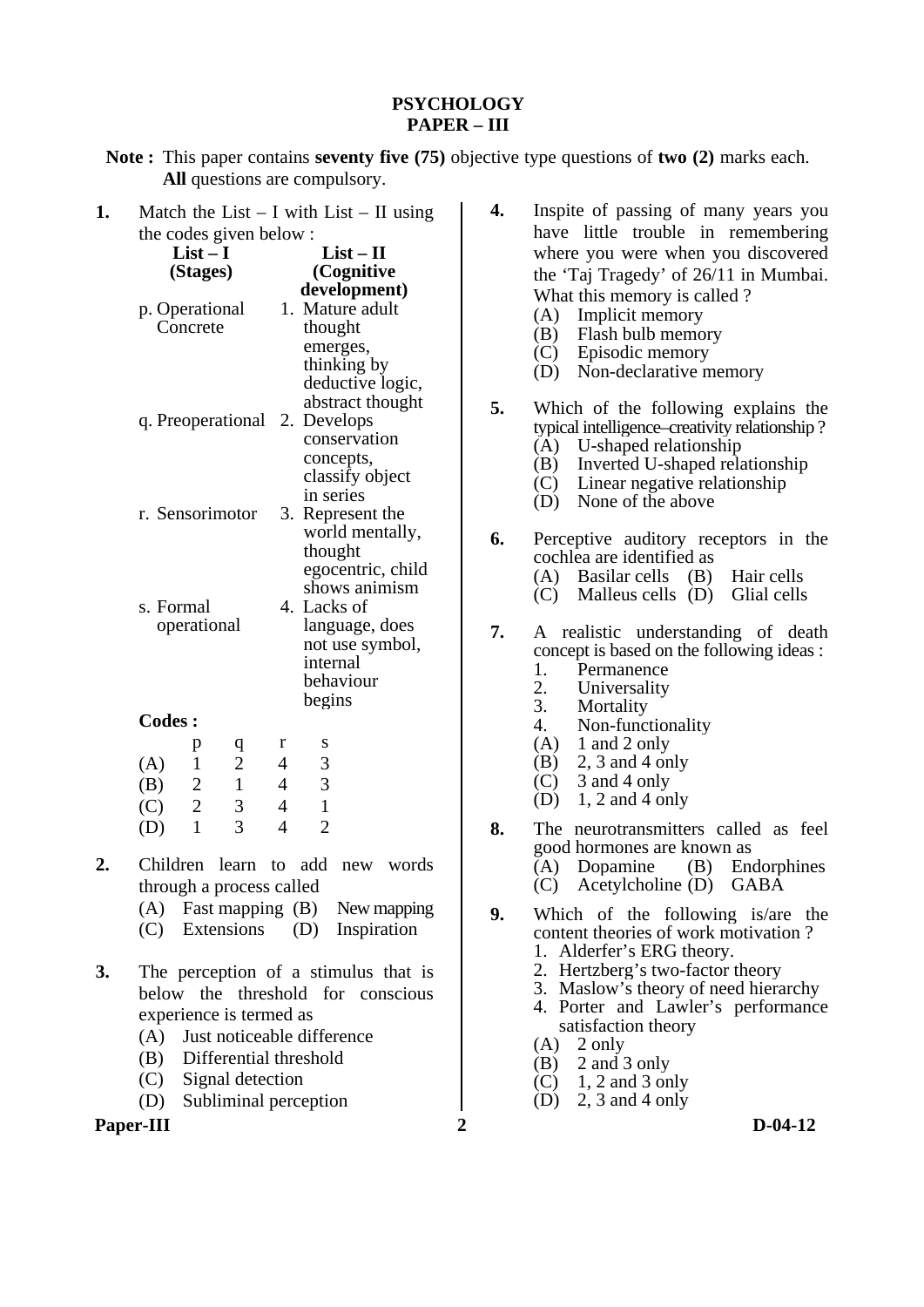## PSYCHOLOGY
## PAPER – III

**Note :** This paper contains **seventy five (75)** objective type questions of **two (2)** marks each. **All** questions are compulsory.

**1.** Match the List – I with List – II using the codes given below :

| List – I (Stages) | List – II (Cognitive development) |
|---|---|
| p. Operational Concrete | 1. Mature adult thought emerges, thinking by deductive logic, abstract thought |
| q. Preoperational | 2. Develops conservation concepts, classify object in series |
| r. Sensorimotor | 3. Represent the world mentally, thought egocentric, child shows animism |
| s. Formal operational | 4. Lacks of language, does not use symbol, internal behaviour begins |

**Codes :**

| | p | q | r | s |
|---|---|---|---|---|
| (A) | 1 | 2 | 4 | 3 |
| (B) | 2 | 1 | 4 | 3 |
| (C) | 2 | 3 | 4 | 1 |
| (D) | 1 | 3 | 4 | 2 |

**2.** Children learn to add new words through a process called
(A) Fast mapping (B) New mapping
(C) Extensions (D) Inspiration

**3.** The perception of a stimulus that is below the threshold for conscious experience is termed as
(A) Just noticeable difference
(B) Differential threshold
(C) Signal detection
(D) Subliminal perception

**4.** Inspite of passing of many years you have little trouble in remembering where you were when you discovered the 'Taj Tragedy' of 26/11 in Mumbai. What this memory is called ?
(A) Implicit memory
(B) Flash bulb memory
(C) Episodic memory
(D) Non-declarative memory

**5.** Which of the following explains the typical intelligence–creativity relationship ?
(A) U-shaped relationship
(B) Inverted U-shaped relationship
(C) Linear negative relationship
(D) None of the above

**6.** Perceptive auditory receptors in the cochlea are identified as
(A) Basilar cells (B) Hair cells
(C) Malleus cells (D) Glial cells

**7.** A realistic understanding of death concept is based on the following ideas :
1. Permanence
2. Universality
3. Mortality
4. Non-functionality

(A) 1 and 2 only
(B) 2, 3 and 4 only
(C) 3 and 4 only
(D) 1, 2 and 4 only

**8.** The neurotransmitters called as feel good hormones are known as
(A) Dopamine (B) Endorphines
(C) Acetylcholine (D) GABA

**9.** Which of the following is/are the content theories of work motivation ?
1. Alderfer's ERG theory.
2. Hertzberg's two-factor theory
3. Maslow's theory of need hierarchy
4. Porter and Lawler's performance satisfaction theory

(A) 2 only
(B) 2 and 3 only
(C) 1, 2 and 3 only
(D) 2, 3 and 4 only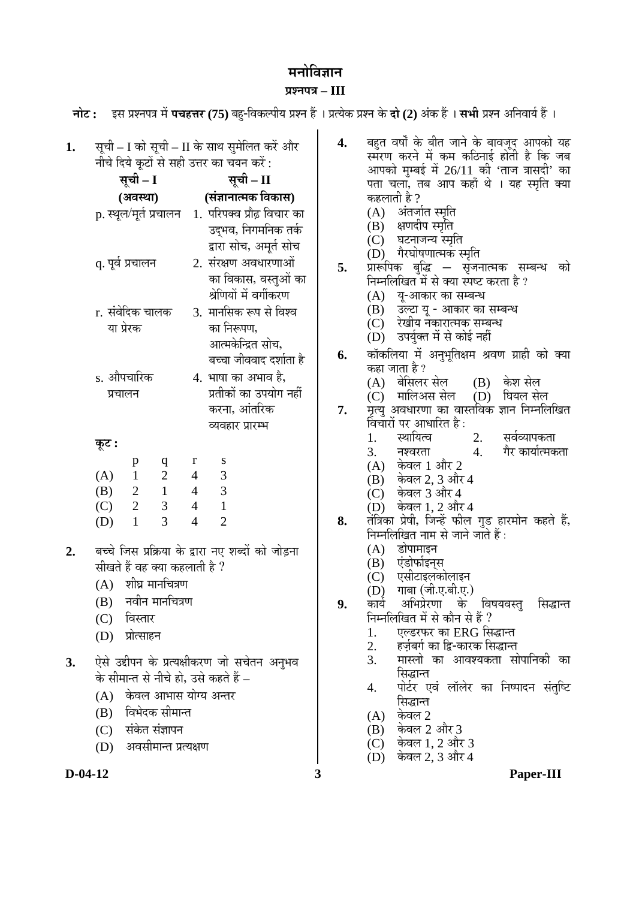# मनोविज्ञान

## प्रश्नपत्र – III

**नोट :** इस प्रश्नपत्र में **पचहत्तर (75)** बहु-विकल्पीय प्रश्न हैं । प्रत्येक प्रश्न के **दो (2)** अंक हैं । **सभी** प्रश्न अनिवार्य हैं ।

**1.** सूची – I को सूची – II के साथ सुमेलित करें और नीचे दिये कूटों से सही उत्तर का चयन करें :

| सूची – I (अवस्था) | सूची – II (संज्ञानात्मक विकास) |
|---|---|
| p. स्थूल/मूर्त प्रचालन | 1. परिपक्व प्रौढ़ विचार का उद्भव, निगमनिक तर्क द्वारा सोच, अमूर्त सोच |
| q. पूर्व प्रचालन | 2. संरक्षण अवधारणाओं का विकास, वस्तुओं का श्रेणियों में वर्गीकरण |
| r. संवेदिक चालक या प्रेरक | 3. मानसिक रूप से विश्व का निरूपण, आत्मकेन्द्रित सोच, बच्चा जीववाद दर्शाता है |
| s. औपचारिक प्रचालन | 4. भाषा का अभाव है, प्रतीकों का उपयोग नहीं करना, आंतरिक व्यवहार प्रारम्भ |

**कूट :**

| | p | q | r | s |
|---|---|---|---|---|
| (A) | 1 | 2 | 4 | 3 |
| (B) | 2 | 1 | 4 | 3 |
| (C) | 2 | 3 | 4 | 1 |
| (D) | 1 | 3 | 4 | 2 |

**2.** बच्चे जिस प्रक्रिया के द्वारा नए शब्दों को जोड़ना सीखते हैं वह क्या कहलाती है ?

(A) शीघ्र मानचित्रण

(B) नवीन मानचित्रण

(C) विस्तार

(D) प्रोत्साहन

**3.** ऐसे उद्दीपन के प्रत्यक्षीकरण जो सचेतन अनुभव के सीमान्त से नीचे हो, उसे कहते हैं –

(A) केवल आभास योग्य अन्तर

(B) विभेदक सीमान्त

(C) संकेत संज्ञापन

(D) अवसीमान्त प्रत्यक्षण

**4.** बहुत वर्षों के बीत जाने के बावजूद आपको यह स्मरण करने में कम कठिनाई होती है कि जब आपको मुम्बई में 26/11 की 'ताज त्रासदी' का पता चला, तब आप कहाँ थे । यह स्मृति क्या कहलाती है ?

(A) अंतर्जात स्मृति

(B) क्षणदीप स्मृति

(C) घटनाजन्य स्मृति

(D) गैरघोषणात्मक स्मृति

**5.** प्रारूपिक बुद्धि – सृजनात्मक सम्बन्ध को निम्नलिखित में से क्या स्पष्ट करता है ?

(A) यू-आकार का सम्बन्ध

(B) उल्टा यू - आकार का सम्बन्ध

(C) रेखीय नकारात्मक सम्बन्ध

(D) उपर्युक्त में से कोई नहीं

**6.** कॉकलिया में अनुभूतिक्षम श्रवण ग्राही को क्या कहा जाता है ?

(A) बेसिलर सेल (B) केश सेल

(C) मालिअस सेल (D) घियल सेल

**7.** मृत्यु अवधारणा का वास्तविक ज्ञान निम्नलिखित विचारों पर आधारित है :

1. स्थायित्व
2. सर्वव्यापकता
3. नश्वरता
4. गैर कार्यात्मकता

(A) केवल 1 और 2

(B) केवल 2, 3 और 4

(C) केवल 3 और 4

(D) केवल 1, 2 और 4

**8.** तंत्रिका प्रेषी, जिन्हें फील गुड हारमोन कहते हैं, निम्नलिखित नाम से जाने जाते हैं :

(A) डोपामाइन

(B) एंडोर्फाइन्स

(C) एसीटाइलकोलाइन

(D) गाबा (जी.ए.बी.ए.)

**9.** कार्य अभिप्रेरणा के विषयवस्तु सिद्धान्त निम्नलिखित में से कौन से हैं ?

1. एल्डरफर का ERG सिद्धान्त
2. हर्ज़बर्ग का द्वि-कारक सिद्धान्त
3. मास्लो का आवश्यकता सोपानिकी का सिद्धान्त
4. पोर्टर एवं लॉलेर का निष्पादन संतुष्टि सिद्धान्त

(A) केवल 2

(B) केवल 2 और 3

(C) केवल 1, 2 और 3

(D) केवल 2, 3 और 4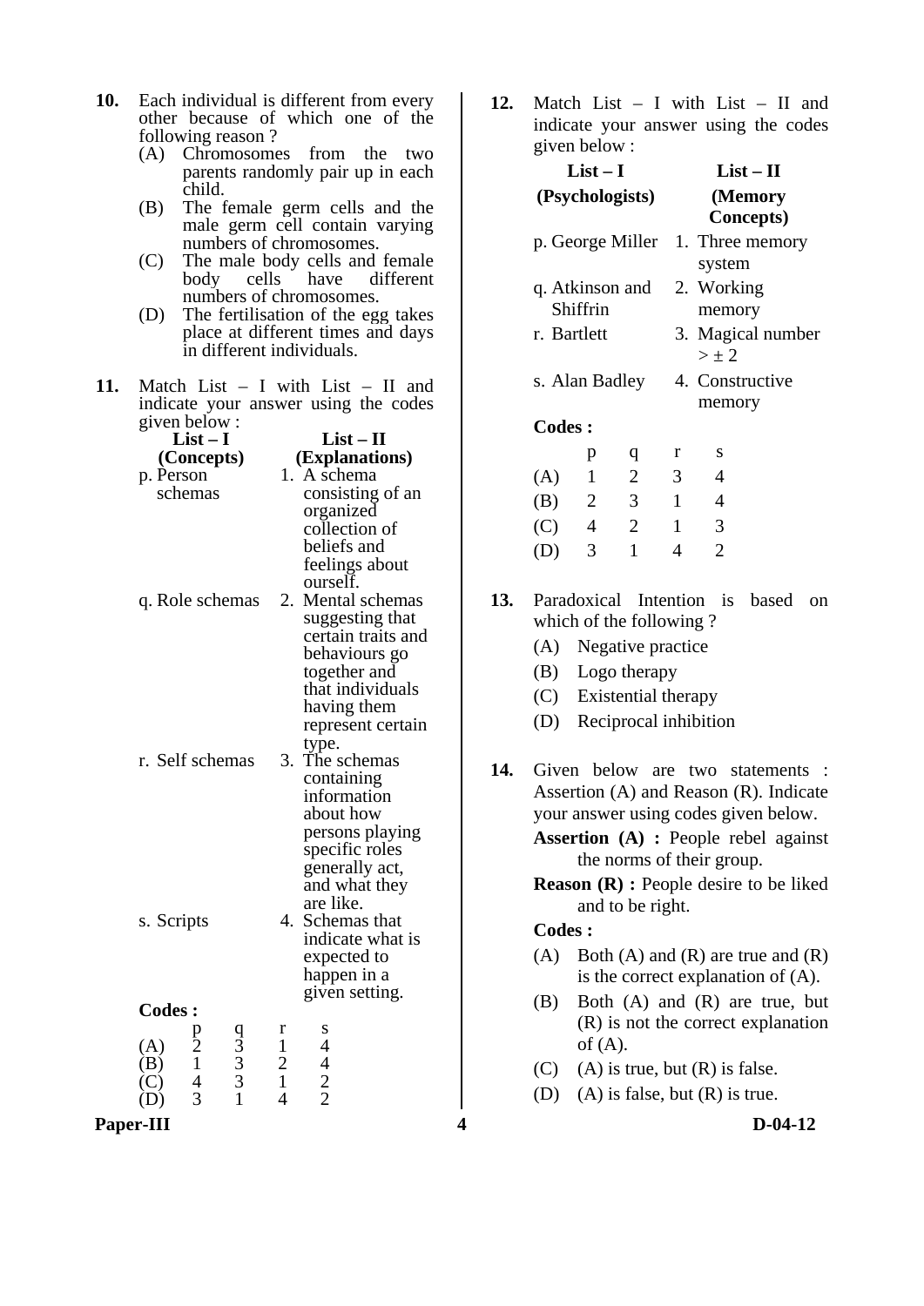**10.** Each individual is different from every other because of which one of the following reason ?

(A) Chromosomes from the two parents randomly pair up in each child.

(B) The female germ cells and the male germ cell contain varying numbers of chromosomes.

(C) The male body cells and female body cells have different numbers of chromosomes.

(D) The fertilisation of the egg takes place at different times and days in different individuals.

**11.** Match List – I with List – II and indicate your answer using the codes given below :

| **List – I (Concepts)** | **List – II (Explanations)** |
|---|---|
| p. Person schemas | 1. A schema consisting of an organized collection of beliefs and feelings about ourself. |
| q. Role schemas | 2. Mental schemas suggesting that certain traits and behaviours go together and that individuals having them represent certain type. |
| r. Self schemas | 3. The schemas containing information about how persons playing specific roles generally act, and what they are like. |
| s. Scripts | 4. Schemas that indicate what is expected to happen in a given setting. |

**Codes :**

| | p | q | r | s |
|---|---|---|---|---|
| (A) | 2 | 3 | 1 | 4 |
| (B) | 1 | 3 | 2 | 4 |
| (C) | 4 | 3 | 1 | 2 |
| (D) | 3 | 1 | 4 | 2 |

**12.** Match List – I with List – II and indicate your answer using the codes given below :

| **List – I (Psychologists)** | **List – II (Memory Concepts)** |
|---|---|
| p. George Miller | 1. Three memory system |
| q. Atkinson and Shiffrin | 2. Working memory |
| r. Bartlett | 3. Magical number > ± 2 |
| s. Alan Badley | 4. Constructive memory |

**Codes :**

| | p | q | r | s |
|---|---|---|---|---|
| (A) | 1 | 2 | 3 | 4 |
| (B) | 2 | 3 | 1 | 4 |
| (C) | 4 | 2 | 1 | 3 |
| (D) | 3 | 1 | 4 | 2 |

**13.** Paradoxical Intention is based on which of the following ?

(A) Negative practice

(B) Logo therapy

(C) Existential therapy

(D) Reciprocal inhibition

**14.** Given below are two statements : Assertion (A) and Reason (R). Indicate your answer using codes given below.

**Assertion (A) :** People rebel against the norms of their group.

**Reason (R) :** People desire to be liked and to be right.

**Codes :**

(A) Both (A) and (R) are true and (R) is the correct explanation of (A).

(B) Both (A) and (R) are true, but (R) is not the correct explanation of (A).

(C) (A) is true, but (R) is false.

(D) (A) is false, but (R) is true.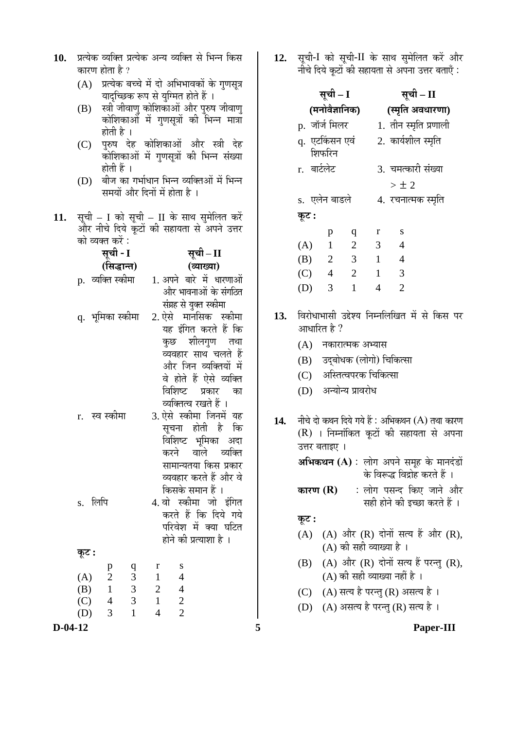**10.** प्रत्येक व्यक्ति प्रत्येक अन्य व्यक्ति से भिन्न किस कारण होता है ?

(A) प्रत्येक बच्चे में दो अभिभावकों के गुणसूत्र यादृच्छिक रूप से युग्मित होते हैं ।

(B) स्त्री जीवाणु कोशिकाओं और पुरुष जीवाणु कोशिकाओं में गुणसूत्रों की भिन्न मात्रा होती है ।

(C) पुरुष देह कोशिकाओं और स्त्री देह कोशिकाओं में गुणसूत्रों की भिन्न संख्या होती हैं ।

(D) बीज का गर्भाधान भिन्न व्यक्तियों में भिन्न समयों और दिनों में होता है ।

**11.** सूची – I को सूची – II के साथ सुमेलित करें और नीचे दिये कूटों की सहायता से अपने उत्तर को व्यक्त करें :

| सूची - I (सिद्धान्त) | सूची – II (व्याख्या) |
|---|---|
| p. व्यक्ति स्कीमा | 1. अपने बारे में धारणाओं और भावनाओं के संगठित संग्रह से युक्त स्कीमा |
| q. भूमिका स्कीमा | 2. ऐसे मानसिक स्कीमा यह इंगित करते हैं कि कुछ शीलगुण तथा व्यवहार साथ चलते हैं और जिन व्यक्तियों में वे होते हैं ऐसे व्यक्ति विशिष्ट प्रकार का व्यक्तित्व रखते हैं । |
| r. स्व स्कीमा | 3. ऐसे स्कीमा जिनमें यह सूचना होती है कि विशिष्ट भूमिका अदा करने वाले व्यक्ति सामान्यतया किस प्रकार व्यवहार करते हैं और वे किसके समान हैं । |
| s. लिपि | 4. वो स्कीमा जो इंगित करते हैं कि दिये गये परिवेश में क्या घटित होने की प्रत्याशा है । |

**कूट :**

| | p | q | r | s |
|---|---|---|---|---|
| (A) | 2 | 3 | 1 | 4 |
| (B) | 1 | 3 | 2 | 4 |
| (C) | 4 | 3 | 1 | 2 |
| (D) | 3 | 1 | 4 | 2 |

**12.** सूची-I को सूची-II के साथ सुमेलित करें और नीचे दिये कूटों की सहायता से अपना उत्तर बताएँ :

| सूची – I (मनोवैज्ञानिक) | सूची – II (स्मृति अवधारणा) |
|---|---|
| p. जॉर्ज मिलर | 1. तीन स्मृति प्रणाली |
| q. एटकिंसन एवं शिफरिन | 2. कार्यशील स्मृति |
| r. बार्टलेट | 3. चमत्कारी संख्या $> \pm 2$ |
| s. एलेन बाडले | 4. रचनात्मक स्मृति |

**कूट :**

| | p | q | r | s |
|---|---|---|---|---|
| (A) | 1 | 2 | 3 | 4 |
| (B) | 2 | 3 | 1 | 4 |
| (C) | 4 | 2 | 1 | 3 |
| (D) | 3 | 1 | 4 | 2 |

**13.** विरोधाभासी उद्देश्य निम्नलिखित में से किस पर आधारित है ?

(A) नकारात्मक अभ्यास

(B) उद्बोधक (लोगो) चिकित्सा

(C) अस्तित्वपरक चिकित्सा

(D) अन्योन्य प्रावरोध

**14.** नीचे दो कथन दिये गये हैं : अभिकथन (A) तथा कारण (R) । निम्नांकित कूटों की सहायता से अपना उत्तर बताइए ।

**अभिकथन (A)** : लोग अपने समूह के मानदंडों के विरूद्ध विद्रोह करते हैं ।

**कारण (R)** : लोग पसन्द किए जाने और सही होने की इच्छा करते हैं ।

**कूट :**

(A) (A) और (R) दोनों सत्य हैं और (R), (A) की सही व्याख्या है ।

(B) (A) और (R) दोनों सत्य हैं परन्तु (R), (A) की सही व्याख्या नहीं है ।

(C) (A) सत्य है परन्तु (R) असत्य है ।

(D) (A) असत्य है परन्तु (R) सत्य है ।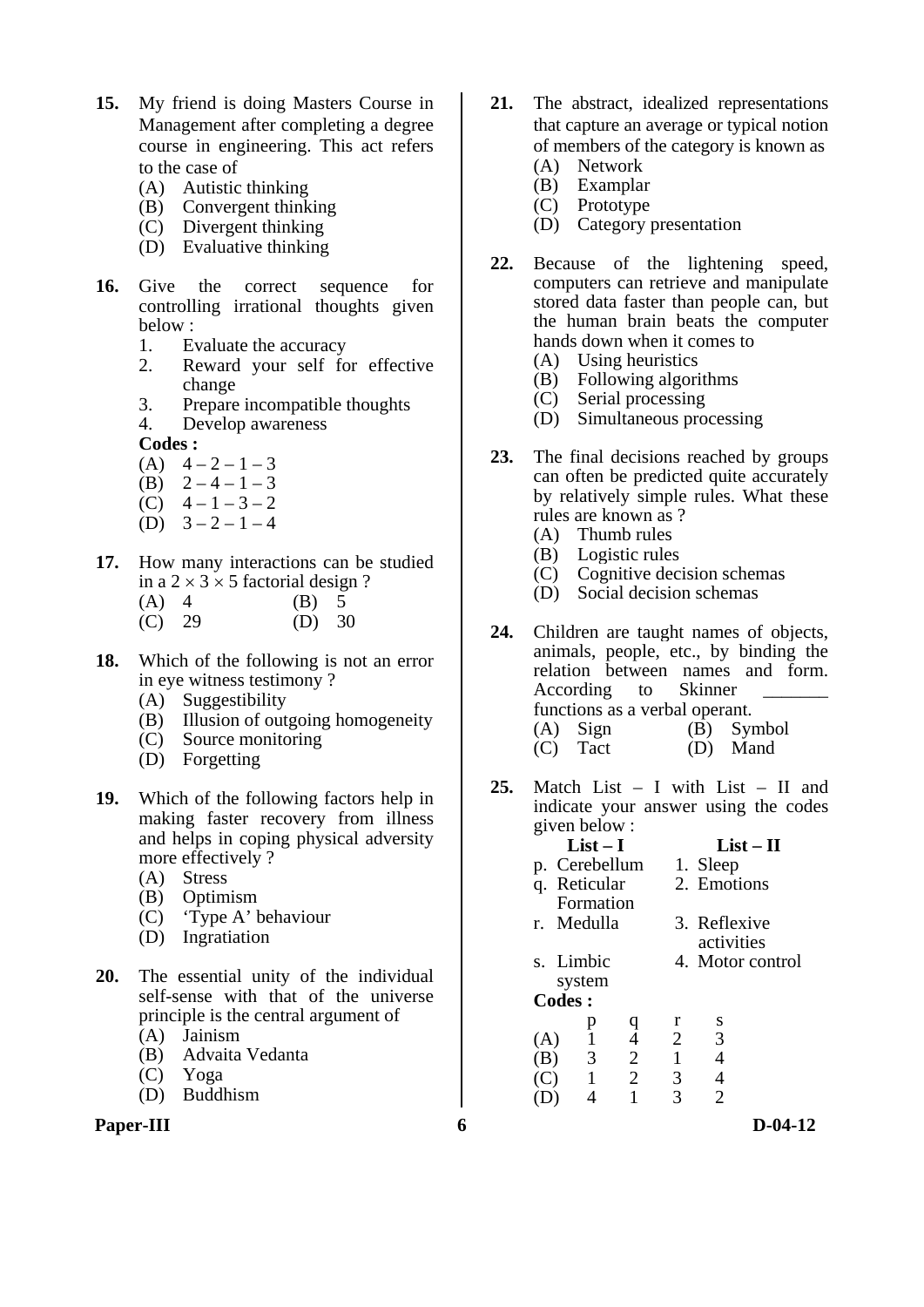**15.** My friend is doing Masters Course in Management after completing a degree course in engineering. This act refers to the case of

(A) Autistic thinking
(B) Convergent thinking
(C) Divergent thinking
(D) Evaluative thinking

**16.** Give the correct sequence for controlling irrational thoughts given below :

1. Evaluate the accuracy
2. Reward your self for effective change
3. Prepare incompatible thoughts
4. Develop awareness

**Codes :**

(A) 4 – 2 – 1 – 3
(B) 2 – 4 – 1 – 3
(C) 4 – 1 – 3 – 2
(D) 3 – 2 – 1 – 4

**17.** How many interactions can be studied in a $2 \times 3 \times 5$ factorial design ?

(A) 4 (B) 5
(C) 29 (D) 30

**18.** Which of the following is not an error in eye witness testimony ?

(A) Suggestibility
(B) Illusion of outgoing homogeneity
(C) Source monitoring
(D) Forgetting

**19.** Which of the following factors help in making faster recovery from illness and helps in coping physical adversity more effectively ?

(A) Stress
(B) Optimism
(C) 'Type A' behaviour
(D) Ingratiation

**20.** The essential unity of the individual self-sense with that of the universe principle is the central argument of

(A) Jainism
(B) Advaita Vedanta
(C) Yoga
(D) Buddhism

**21.** The abstract, idealized representations that capture an average or typical notion of members of the category is known as

(A) Network
(B) Examplar
(C) Prototype
(D) Category presentation

**22.** Because of the lightening speed, computers can retrieve and manipulate stored data faster than people can, but the human brain beats the computer hands down when it comes to

(A) Using heuristics
(B) Following algorithms
(C) Serial processing
(D) Simultaneous processing

**23.** The final decisions reached by groups can often be predicted quite accurately by relatively simple rules. What these rules are known as ?

(A) Thumb rules
(B) Logistic rules
(C) Cognitive decision schemas
(D) Social decision schemas

**24.** Children are taught names of objects, animals, people, etc., by binding the relation between names and form. According to Skinner _______ functions as a verbal operant.

(A) Sign (B) Symbol
(C) Tact (D) Mand

**25.** Match List – I with List – II and indicate your answer using the codes given below :

| List – I | List – II |
|---|---|
| p. Cerebellum | 1. Sleep |
| q. Reticular Formation | 2. Emotions |
| r. Medulla | 3. Reflexive activities |
| s. Limbic system | 4. Motor control |

**Codes :**

| | p | q | r | s |
|---|---|---|---|---|
| (A) | 1 | 4 | 2 | 3 |
| (B) | 3 | 2 | 1 | 4 |
| (C) | 1 | 2 | 3 | 4 |
| (D) | 4 | 1 | 3 | 2 |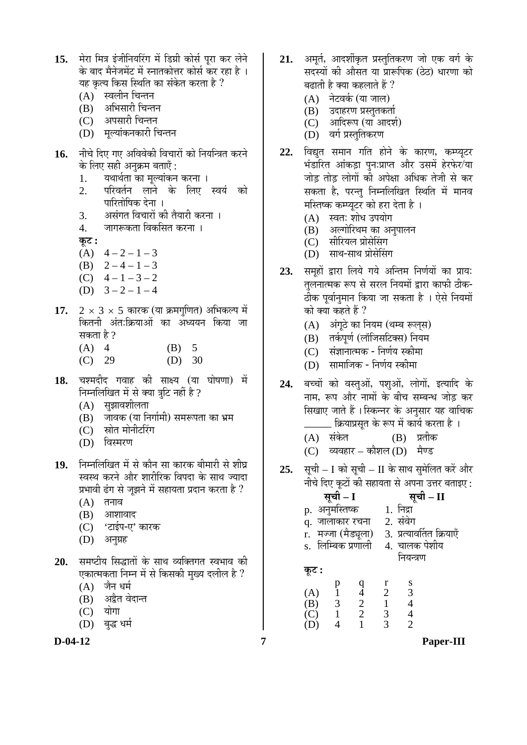**15.** मेरा मित्र इंजीनियरिंग में डिग्री कोर्स पूरा कर लेने के बाद मैनेजमेंट में स्नातकोत्तर कोर्स कर रहा है । यह कृत्य किस स्थिति का संकेत करता है ?

(A) स्वलीन चिन्तन
(B) अभिसारी चिन्तन
(C) अपसारी चिन्तन
(D) मूल्यांकनकारी चिन्तन

**16.** नीचे दिए गए अविवेकी विचारों को नियन्त्रित करने के लिए सही अनुक्रम बताएँ :

1. यथार्थता का मूल्यांकन करना ।
2. परिवर्तन लाने के लिए स्वयं को पारितोषिक देना ।
3. असंगत विचारों की तैयारी करना ।
4. जागरूकता विकसित करना ।

**कूट :**

(A) 4 – 2 – 1 – 3
(B) 2 – 4 – 1 – 3
(C) 4 – 1 – 3 – 2
(D) 3 – 2 – 1 – 4

**17.** $2 \times 3 \times 5$ कारक (या क्रमगुणित) अभिकल्प में कितनी अंतःक्रियाओं का अध्ययन किया जा सकता है ?

(A) 4 (B) 5
(C) 29 (D) 30

**18.** चश्मदीद गवाह की साक्ष्य (या घोषणा) में निम्नलिखित में से क्या त्रुटि नहीं है ?

(A) सुझावशीलता
(B) जावक (या निर्गामी) समरूपता का भ्रम
(C) स्रोत मोनीटरिंग
(D) विस्मरण

**19.** निम्नलिखित में से कौन सा कारक बीमारी से शीघ्र स्वस्थ करने और शारीरिक विपदा के साथ ज्यादा प्रभावी ढंग से जूझने में सहायता प्रदान करता है ?

(A) तनाव
(B) आशावाद
(C) 'टाईप-ए' कारक
(D) अनुग्रह

**20.** समष्टीय सिद्धांतों के साथ व्यक्तिगत स्वभाव की एकात्मकता निम्न में से किसकी मुख्य दलील है ?

(A) जैन धर्म
(B) अद्वैत वेदान्त
(C) योगा
(D) बुद्ध धर्म

**21.** अमूर्त, आदर्शीकृत प्रस्तुतिकरण जो एक वर्ग के सदस्यों की औसत या प्रारूपिक (ठेठ) धारणा को बढाती है क्या कहलाते हैं ?

(A) नेटवर्क (या जाल)
(B) उदाहरण प्रस्तुतकर्ता
(C) आदिरूप (या आदर्श)
(D) वर्ग प्रस्तुतिकरण

**22.** विद्युत समान गति होने के कारण, कम्प्यूटर भंडारित आंकड़ा पुनःप्राप्त और उसमें हेरफेर/या जोड़ तोड़ लोगों की अपेक्षा अधिक तेजी से कर सकता है, परन्तु निम्नलिखित स्थिति में मानव मस्तिष्क कम्प्यूटर को हरा देता है ।

(A) स्वतः शोध उपयोग
(B) अल्गोरिथम का अनुपालन
(C) सीरियल प्रोसेसिंग
(D) साथ-साथ प्रोसेसिंग

**23.** समूहों द्वारा लिये गये अन्तिम निर्णयों का प्रायः तुलनात्मक रूप से सरल नियमों द्वारा काफी ठीक-ठीक पूर्वानुमान किया जा सकता है । ऐसे नियमों को क्या कहते हैं ?

(A) अंगूठे का नियम (थम्ब रूल्स)
(B) तर्कपूर्ण (लॉजिसटिक्स) नियम
(C) संज्ञानात्मक - निर्णय स्कीमा
(D) सामाजिक - निर्णय स्कीमा

**24.** बच्चों को वस्तुओं, पशुओं, लोगों, इत्यादि के नाम, रूप और नामों के बीच सम्बन्ध जोड़ कर सिखाए जाते हैं । स्किन्नर के अनुसार यह वाचिक ______ क्रियाप्रसूत के रूप में कार्य करता है ।

(A) संकेत (B) प्रतीक
(C) व्यवहार – कौशल (D) मैण्ड

**25.** सूची – I को सूची – II के साथ सुमेलित करें और नीचे दिए कूटों की सहायता से अपना उत्तर बताइए :

| सूची – I | सूची – II |
|---|---|
| p. अनुमस्तिष्क | 1. निद्रा |
| q. जालाकार रचना | 2. संवेग |
| r. मज्जा (मैड्यूला) | 3. प्रत्यावर्तित क्रियाएँ |
| s. लिम्बिक प्रणाली | 4. चालक पेशीय नियन्त्रण |

**कूट :**

| | p | q | r | s |
|---|---|---|---|---|
| (A) | 1 | 4 | 2 | 3 |
| (B) | 3 | 2 | 1 | 4 |
| (C) | 1 | 2 | 3 | 4 |
| (D) | 4 | 1 | 3 | 2 |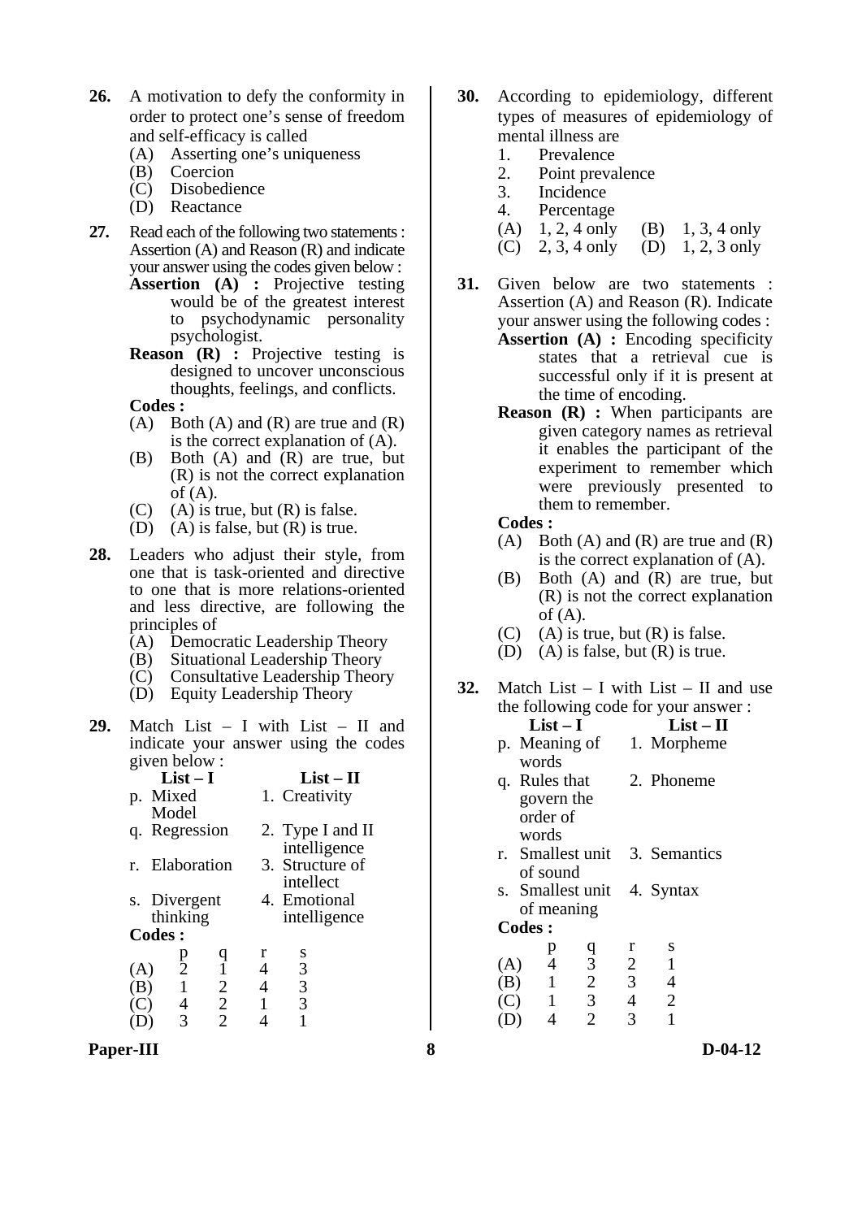**26.** A motivation to defy the conformity in order to protect one's sense of freedom and self-efficacy is called

(A) Asserting one's uniqueness
(B) Coercion
(C) Disobedience
(D) Reactance

**27.** Read each of the following two statements : Assertion (A) and Reason (R) and indicate your answer using the codes given below :

**Assertion (A) :** Projective testing would be of the greatest interest to psychodynamic personality psychologist.

**Reason (R) :** Projective testing is designed to uncover unconscious thoughts, feelings, and conflicts.

**Codes :**

(A) Both (A) and (R) are true and (R) is the correct explanation of (A).
(B) Both (A) and (R) are true, but (R) is not the correct explanation of (A).
(C) (A) is true, but (R) is false.
(D) (A) is false, but (R) is true.

**28.** Leaders who adjust their style, from one that is task-oriented and directive to one that is more relations-oriented and less directive, are following the principles of

(A) Democratic Leadership Theory
(B) Situational Leadership Theory
(C) Consultative Leadership Theory
(D) Equity Leadership Theory

**29.** Match List – I with List – II and indicate your answer using the codes given below :

| List – I | List – II |
|---|---|
| p. Mixed Model | 1. Creativity |
| q. Regression | 2. Type I and II intelligence |
| r. Elaboration | 3. Structure of intellect |
| s. Divergent thinking | 4. Emotional intelligence |

**Codes :**

| | p | q | r | s |
|---|---|---|---|---|
| (A) | 2 | 1 | 4 | 3 |
| (B) | 1 | 2 | 4 | 3 |
| (C) | 4 | 2 | 1 | 3 |
| (D) | 3 | 2 | 4 | 1 |

**30.** According to epidemiology, different types of measures of epidemiology of mental illness are

1. Prevalence
2. Point prevalence
3. Incidence
4. Percentage

(A) 1, 2, 4 only (B) 1, 3, 4 only
(C) 2, 3, 4 only (D) 1, 2, 3 only

**31.** Given below are two statements : Assertion (A) and Reason (R). Indicate your answer using the following codes :

**Assertion (A) :** Encoding specificity states that a retrieval cue is successful only if it is present at the time of encoding.

**Reason (R) :** When participants are given category names as retrieval it enables the participant of the experiment to remember which were previously presented to them to remember.

**Codes :**

(A) Both (A) and (R) are true and (R) is the correct explanation of (A).
(B) Both (A) and (R) are true, but (R) is not the correct explanation of (A).
(C) (A) is true, but (R) is false.
(D) (A) is false, but (R) is true.

**32.** Match List – I with List – II and use the following code for your answer :

| List – I | List – II |
|---|---|
| p. Meaning of words | 1. Morpheme |
| q. Rules that govern the order of words | 2. Phoneme |
| r. Smallest unit of sound | 3. Semantics |
| s. Smallest unit of meaning | 4. Syntax |

**Codes :**

| | p | q | r | s |
|---|---|---|---|---|
| (A) | 4 | 3 | 2 | 1 |
| (B) | 1 | 2 | 3 | 4 |
| (C) | 1 | 3 | 4 | 2 |
| (D) | 4 | 2 | 3 | 1 |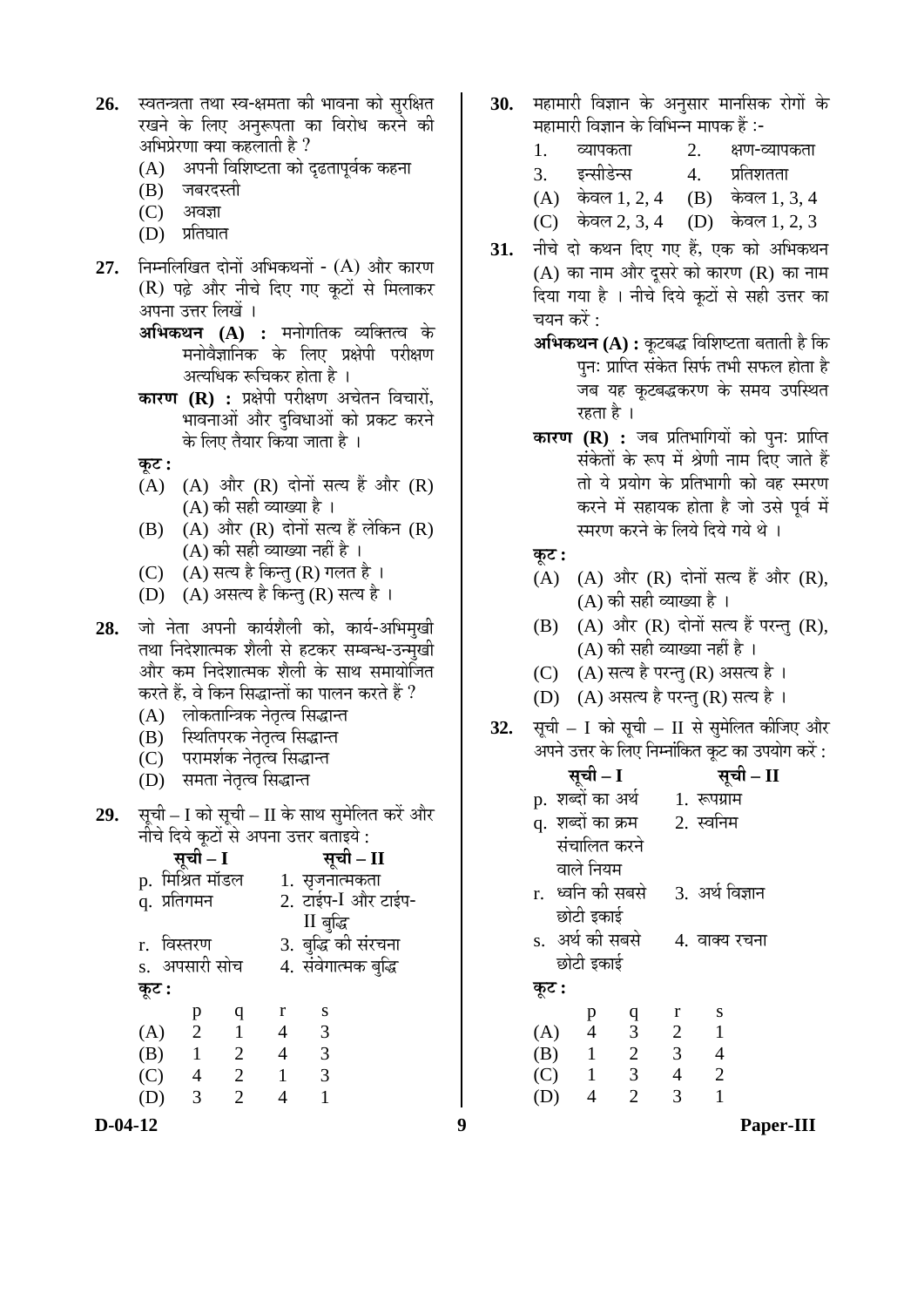**26.** स्वतन्त्रता तथा स्व-क्षमता की भावना को सुरक्षित रखने के लिए अनुरूपता का विरोध करने की अभिप्रेरणा क्या कहलाती है ?

(A) अपनी विशिष्टता को दृढ़तापूर्वक कहना

(B) जबरदस्ती

(C) अवज्ञा

(D) प्रतिघात

**27.** निम्नलिखित दोनों अभिकथनों - (A) और कारण (R) पढ़े और नीचे दिए गए कूटों से मिलाकर अपना उत्तर लिखें ।

**अभिकथन (A) :** मनोगतिक व्यक्तित्व के मनोवैज्ञानिक के लिए प्रक्षेपी परीक्षण अत्यधिक रूचिकर होता है ।

**कारण (R) :** प्रक्षेपी परीक्षण अचेतन विचारों, भावनाओं और दुविधाओं को प्रकट करने के लिए तैयार किया जाता है ।

**कूट :**

(A) (A) और (R) दोनों सत्य हैं और (R) (A) की सही व्याख्या है ।

(B) (A) और (R) दोनों सत्य हैं लेकिन (R) (A) की सही व्याख्या नहीं है ।

(C) (A) सत्य है किन्तु (R) गलत है ।

(D) (A) असत्य है किन्तु (R) सत्य है ।

**28.** जो नेता अपनी कार्यशैली को, कार्य-अभिमुखी तथा निदेशात्मक शैली से हटकर सम्बन्ध-उन्मुखी और कम निदेशात्मक शैली के साथ समायोजित करते हैं, वे किन सिद्धान्तों का पालन करते हैं ?

(A) लोकतान्त्रिक नेतृत्व सिद्धान्त

(B) स्थितिपरक नेतृत्व सिद्धान्त

(C) परामर्शक नेतृत्व सिद्धान्त

(D) समता नेतृत्व सिद्धान्त

**29.** सूची – I को सूची – II के साथ सुमेलित करें और नीचे दिये कूटों से अपना उत्तर बताइये :

| सूची – I | सूची – II |
|---|---|
| p. मिश्रित मॉडल | 1. सृजनात्मकता |
| q. प्रतिगमन | 2. टाइप-I और टाइप-II बुद्धि |
| r. विस्तरण | 3. बुद्धि की संरचना |
| s. अपसारी सोच | 4. संवेगात्मक बुद्धि |

**कूट :**

| | p | q | r | s |
|---|---|---|---|---|
| (A) | 2 | 1 | 4 | 3 |
| (B) | 1 | 2 | 4 | 3 |
| (C) | 4 | 2 | 1 | 3 |
| (D) | 3 | 2 | 4 | 1 |

**30.** महामारी विज्ञान के अनुसार मानसिक रोगों के महामारी विज्ञान के विभिन्न मापक हैं :-

1. व्यापकता
2. क्षण-व्यापकता
3. इन्सीडेन्स
4. प्रतिशतता

(A) केवल 1, 2, 4 (B) केवल 1, 3, 4

(C) केवल 2, 3, 4 (D) केवल 1, 2, 3

**31.** नीचे दो कथन दिए गए हैं, एक को अभिकथन (A) का नाम और दूसरे को कारण (R) का नाम दिया गया है । नीचे दिये कूटों से सही उत्तर का चयन करें :

**अभिकथन (A) :** कूटबद्ध विशिष्टता बताती है कि पुनः प्राप्ति संकेत सिर्फ तभी सफल होता है जब यह कूटबद्धकरण के समय उपस्थित रहता है ।

**कारण (R) :** जब प्रतिभागियों को पुनः प्राप्ति संकेतों के रूप में श्रेणी नाम दिए जाते हैं तो ये प्रयोग के प्रतिभागी को वह स्मरण करने में सहायक होता है जो उसे पूर्व में स्मरण करने के लिये दिये गये थे ।

**कूट :**

(A) (A) और (R) दोनों सत्य हैं और (R), (A) की सही व्याख्या है ।

(B) (A) और (R) दोनों सत्य हैं परन्तु (R), (A) की सही व्याख्या नहीं है ।

(C) (A) सत्य है परन्तु (R) असत्य है ।

(D) (A) असत्य है परन्तु (R) सत्य है ।

**32.** सूची – I को सूची – II से सुमेलित कीजिए और अपने उत्तर के लिए निम्नांकित कूट का उपयोग करें :

| सूची – I | सूची – II |
|---|---|
| p. शब्दों का अर्थ | 1. रूपग्राम |
| q. शब्दों का क्रम संचालित करने वाले नियम | 2. स्वनिम |
| r. ध्वनि की सबसे छोटी इकाई | 3. अर्थ विज्ञान |
| s. अर्थ की सबसे छोटी इकाई | 4. वाक्य रचना |

**कूट :**

| | p | q | r | s |
|---|---|---|---|---|
| (A) | 4 | 3 | 2 | 1 |
| (B) | 1 | 2 | 3 | 4 |
| (C) | 1 | 3 | 4 | 2 |
| (D) | 4 | 2 | 3 | 1 |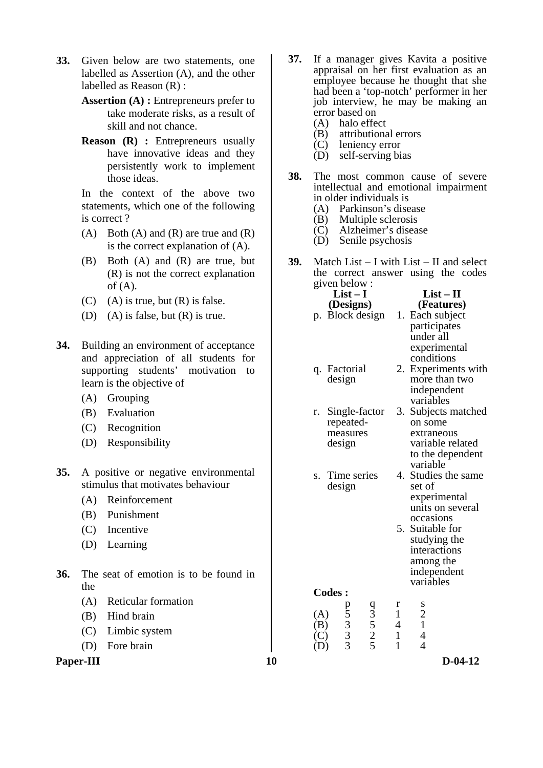**33.** Given below are two statements, one labelled as Assertion (A), and the other labelled as Reason (R) :

**Assertion (A) :** Entrepreneurs prefer to take moderate risks, as a result of skill and not chance.

**Reason (R) :** Entrepreneurs usually have innovative ideas and they persistently work to implement those ideas.

In the context of the above two statements, which one of the following is correct ?

(A) Both (A) and (R) are true and (R) is the correct explanation of (A).

(B) Both (A) and (R) are true, but (R) is not the correct explanation of (A).

(C) (A) is true, but (R) is false.

(D) (A) is false, but (R) is true.

**34.** Building an environment of acceptance and appreciation of all students for supporting students' motivation to learn is the objective of

(A) Grouping

(B) Evaluation

(C) Recognition

(D) Responsibility

**35.** A positive or negative environmental stimulus that motivates behaviour

(A) Reinforcement

(B) Punishment

(C) Incentive

(D) Learning

**36.** The seat of emotion is to be found in the

(A) Reticular formation

(B) Hind brain

(C) Limbic system

(D) Fore brain

**37.** If a manager gives Kavita a positive appraisal on her first evaluation as an employee because he thought that she had been a 'top-notch' performer in her job interview, he may be making an error based on

(A) halo effect

(B) attributional errors

(C) leniency error

(D) self-serving bias

**38.** The most common cause of severe intellectual and emotional impairment in older individuals is

(A) Parkinson's disease

(B) Multiple sclerosis

(C) Alzheimer's disease

(D) Senile psychosis

**39.** Match List – I with List – II and select the correct answer using the codes given below :

| List – I (Designs) | List – II (Features) |
|---|---|
| p. Block design | 1. Each subject participates under all experimental conditions |
| q. Factorial design | 2. Experiments with more than two independent variables |
| r. Single-factor repeated-measures design | 3. Subjects matched on some extraneous variable related to the dependent variable |
| s. Time series design | 4. Studies the same set of experimental units on several occasions |
| | 5. Suitable for studying the interactions among the independent variables |

**Codes :**

| | p | q | r | s |
|---|---|---|---|---|
| (A) | 5 | 3 | 1 | 2 |
| (B) | 3 | 5 | 4 | 1 |
| (C) | 3 | 2 | 1 | 4 |
| (D) | 3 | 5 | 1 | 4 |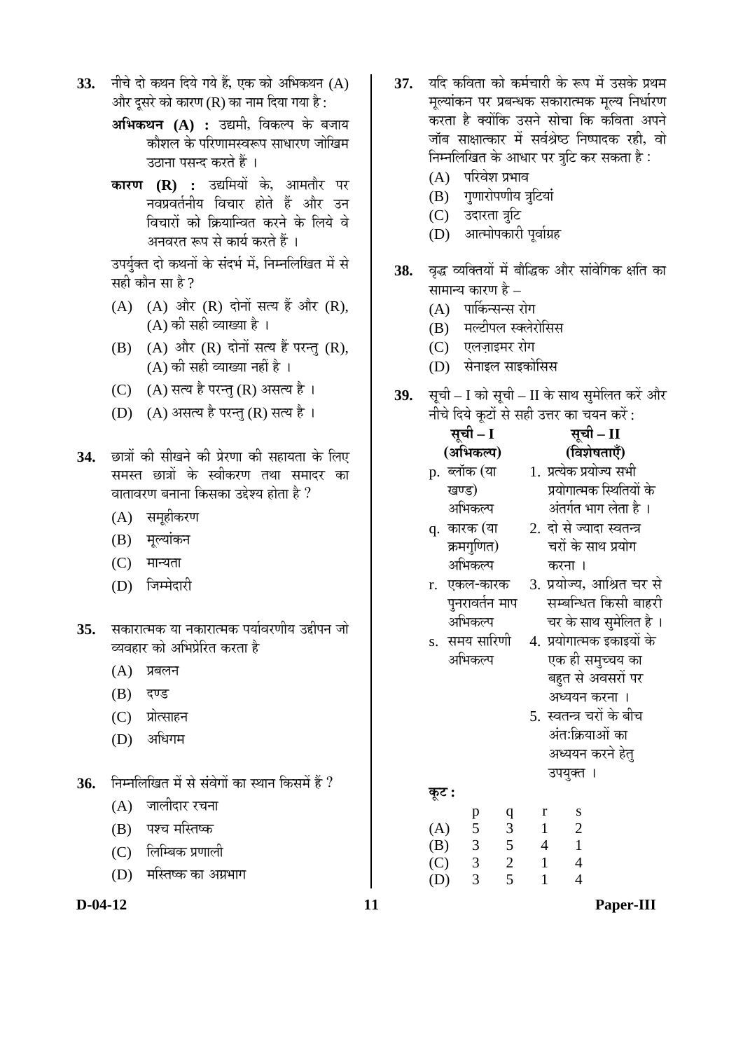**33.** नीचे दो कथन दिये गये हैं, एक को अभिकथन (A) और दूसरे को कारण (R) का नाम दिया गया है :

**अभिकथन (A) :** उद्यमी, विकल्प के बजाय कौशल के परिणामस्वरूप साधारण जोखिम उठाना पसन्द करते हैं ।

**कारण (R) :** उद्यमियों के, आमतौर पर नवप्रवर्तनीय विचार होते हैं और उन विचारों को क्रियान्वित करने के लिये वे अनवरत रूप से कार्य करते हैं ।

उपर्युक्त दो कथनों के संदर्भ में, निम्नलिखित में से सही कौन सा है ?

(A) (A) और (R) दोनों सत्य हैं और (R), (A) की सही व्याख्या है ।

(B) (A) और (R) दोनों सत्य हैं परन्तु (R), (A) की सही व्याख्या नहीं है ।

(C) (A) सत्य है परन्तु (R) असत्य है ।

(D) (A) असत्य है परन्तु (R) सत्य है ।

**34.** छात्रों की सीखने की प्रेरणा की सहायता के लिए समस्त छात्रों के स्वीकरण तथा समादर का वातावरण बनाना किसका उद्देश्य होता है ?

(A) समूहीकरण

(B) मूल्यांकन

(C) मान्यता

(D) जिम्मेदारी

**35.** सकारात्मक या नकारात्मक पर्यावरणीय उद्दीपन जो व्यवहार को अभिप्रेरित करता है

(A) प्रबलन

(B) दण्ड

(C) प्रोत्साहन

(D) अधिगम

**36.** निम्नलिखित में से संवेगों का स्थान किसमें हैं ?

(A) जालीदार रचना

(B) पश्च मस्तिष्क

(C) लिम्बिक प्रणाली

(D) मस्तिष्क का अग्रभाग

**37.** यदि कविता को कर्मचारी के रूप में उसके प्रथम मूल्यांकन पर प्रबन्धक सकारात्मक मूल्य निर्धारण करता है क्योंकि उसने सोचा कि कविता अपने जॉब साक्षात्कार में सर्वश्रेष्ठ निष्पादक रही, वो निम्नलिखित के आधार पर त्रुटि कर सकता है :

(A) परिवेश प्रभाव

(B) गुणारोपणीय त्रुटियां

(C) उदारता त्रुटि

(D) आत्मोपकारी पूर्वाग्रह

**38.** वृद्ध व्यक्तियों में बौद्धिक और सांवेगिक क्षति का सामान्य कारण है –

(A) पार्किन्सन्स रोग

(B) मल्टीपल स्क्लेरोसिस

(C) एलज़ाइमर रोग

(D) सेनाइल साइकोसिस

**39.** सूची – I को सूची – II के साथ सुमेलित करें और नीचे दिये कूटों से सही उत्तर का चयन करें :

| सूची – I (अभिकल्प) | सूची – II (विशेषताएँ) |
|---|---|
| p. ब्लॉक (या खण्ड) अभिकल्प | 1. प्रत्येक प्रयोज्य सभी प्रयोगात्मक स्थितियों के अंतर्गत भाग लेता है । |
| q. कारक (या क्रमगुणित) अभिकल्प | 2. दो से ज्यादा स्वतन्त्र चरों के साथ प्रयोग करना । |
| r. एकल-कारक पुनरावर्तन माप अभिकल्प | 3. प्रयोज्य, आश्रित चर से सम्बन्धित किसी बाहरी चर के साथ सुमेलित है । |
| s. समय सारिणी अभिकल्प | 4. प्रयोगात्मक इकाइयों के एक ही समुच्चय का बहुत से अवसरों पर अध्ययन करना । |
| | 5. स्वतन्त्र चरों के बीच अंतःक्रियाओं का अध्ययन करने हेतु उपयुक्त । |

**कूट :**

| | p | q | r | s |
|---|---|---|---|---|
| (A) | 5 | 3 | 1 | 2 |
| (B) | 3 | 5 | 4 | 1 |
| (C) | 3 | 2 | 1 | 4 |
| (D) | 3 | 5 | 1 | 4 |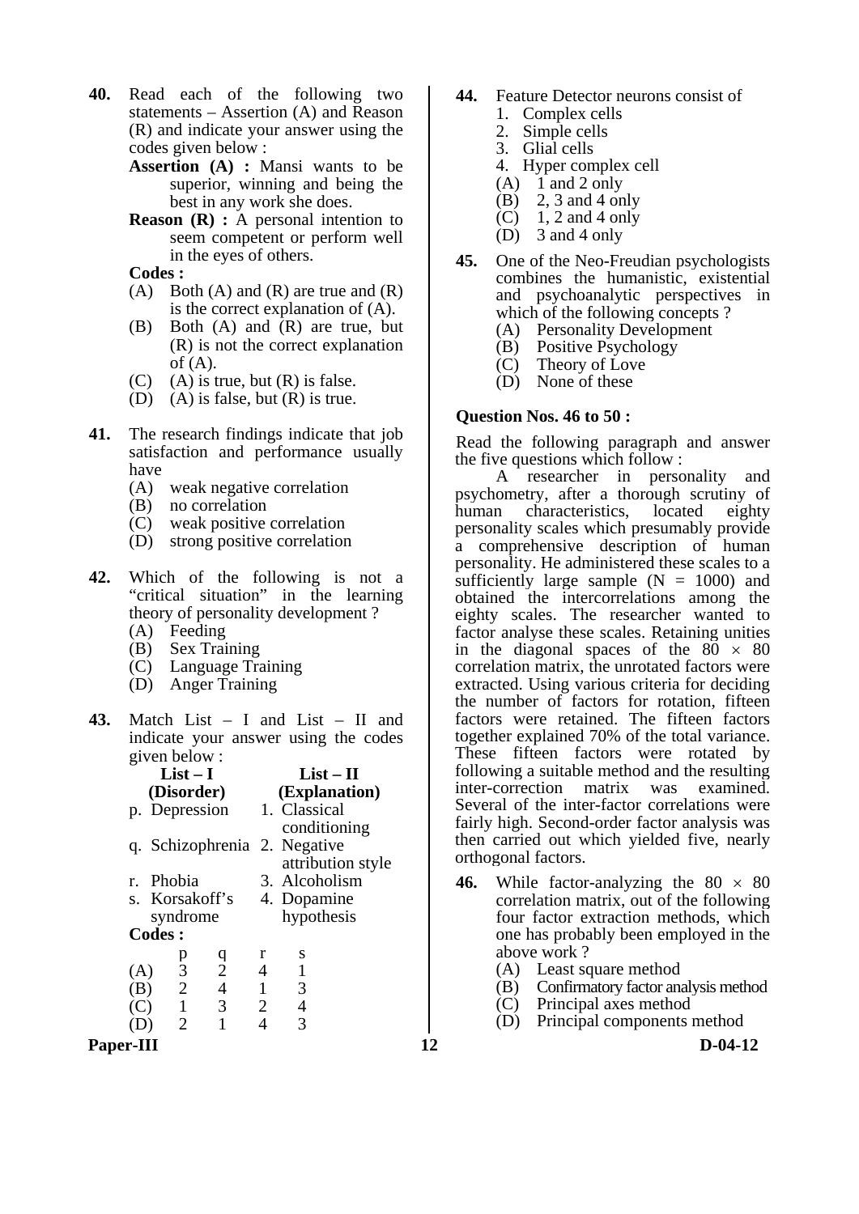**40.** Read each of the following two statements – Assertion (A) and Reason (R) and indicate your answer using the codes given below :

**Assertion (A) :** Mansi wants to be superior, winning and being the best in any work she does.

**Reason (R) :** A personal intention to seem competent or perform well in the eyes of others.

**Codes :**

(A) Both (A) and (R) are true and (R) is the correct explanation of (A).
(B) Both (A) and (R) are true, but (R) is not the correct explanation of (A).
(C) (A) is true, but (R) is false.
(D) (A) is false, but (R) is true.

**41.** The research findings indicate that job satisfaction and performance usually have

(A) weak negative correlation
(B) no correlation
(C) weak positive correlation
(D) strong positive correlation

**42.** Which of the following is not a "critical situation" in the learning theory of personality development ?

(A) Feeding
(B) Sex Training
(C) Language Training
(D) Anger Training

**43.** Match List – I and List – II and indicate your answer using the codes given below :

| List – I (Disorder) | List – II (Explanation) |
|---|---|
| p. Depression | 1. Classical conditioning |
| q. Schizophrenia | 2. Negative attribution style |
| r. Phobia | 3. Alcoholism |
| s. Korsakoff's syndrome | 4. Dopamine hypothesis |

**Codes :**

| | p | q | r | s |
|---|---|---|---|---|
| (A) | 3 | 2 | 4 | 1 |
| (B) | 2 | 4 | 1 | 3 |
| (C) | 1 | 3 | 2 | 4 |
| (D) | 2 | 1 | 4 | 3 |

**44.** Feature Detector neurons consist of

1. Complex cells
2. Simple cells
3. Glial cells
4. Hyper complex cell

(A) 1 and 2 only
(B) 2, 3 and 4 only
(C) 1, 2 and 4 only
(D) 3 and 4 only

**45.** One of the Neo-Freudian psychologists combines the humanistic, existential and psychoanalytic perspectives in which of the following concepts ?

(A) Personality Development
(B) Positive Psychology
(C) Theory of Love
(D) None of these

**Question Nos. 46 to 50 :**

Read the following paragraph and answer the five questions which follow :

A researcher in personality and psychometry, after a thorough scrutiny of human characteristics, located eighty personality scales which presumably provide a comprehensive description of human personality. He administered these scales to a sufficiently large sample (N = 1000) and obtained the intercorrelations among the eighty scales. The researcher wanted to factor analyse these scales. Retaining unities in the diagonal spaces of the $80 \times 80$ correlation matrix, the unrotated factors were extracted. Using various criteria for deciding the number of factors for rotation, fifteen factors were retained. The fifteen factors together explained 70% of the total variance. These fifteen factors were rotated by following a suitable method and the resulting inter-correction matrix was examined. Several of the inter-factor correlations were fairly high. Second-order factor analysis was then carried out which yielded five, nearly orthogonal factors.

**46.** While factor-analyzing the $80 \times 80$ correlation matrix, out of the following four factor extraction methods, which one has probably been employed in the above work ?

(A) Least square method
(B) Confirmatory factor analysis method
(C) Principal axes method
(D) Principal components method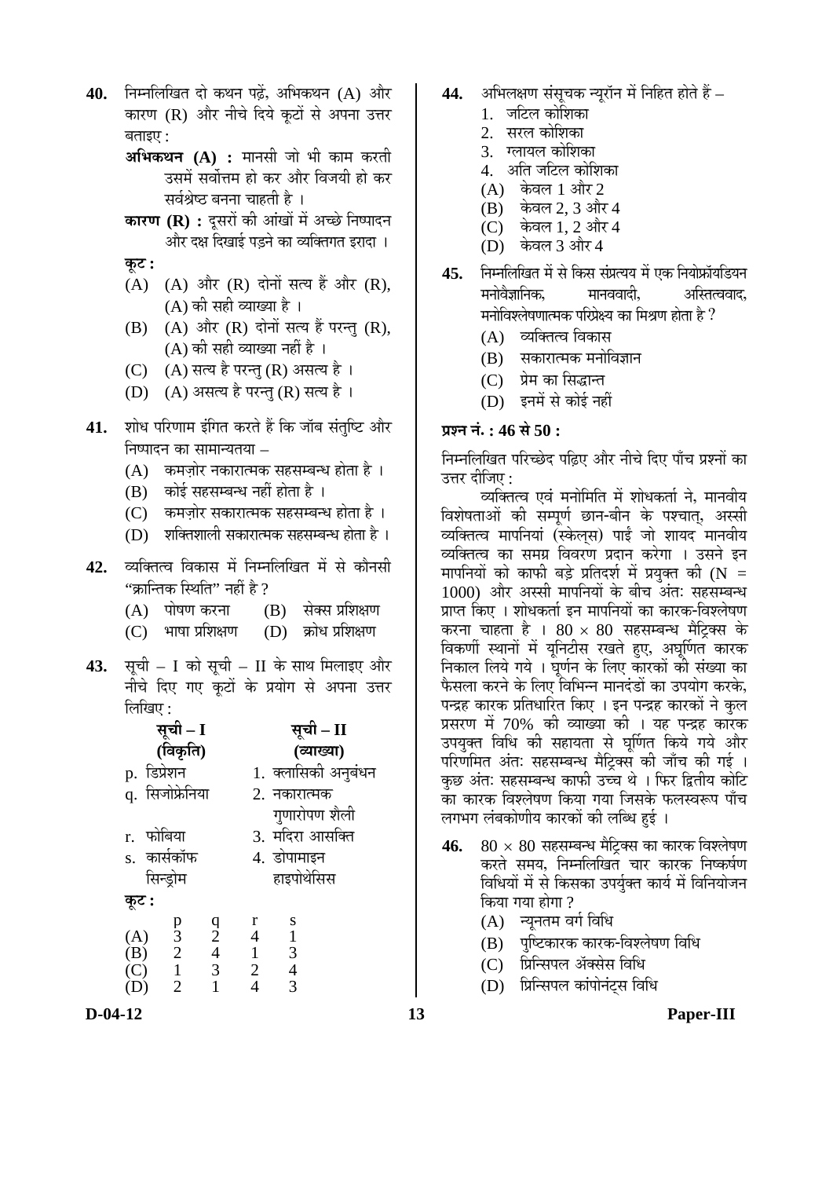**40.** निम्नलिखित दो कथन पढ़ें, अभिकथन (A) और कारण (R) और नीचे दिये कूटों से अपना उत्तर बताइए :

**अभिकथन (A) :** मानसी जो भी काम करती उसमें सर्वोत्तम हो कर और विजयी हो कर सर्वश्रेष्ठ बनना चाहती है ।

**कारण (R) :** दूसरों की आंखों में अच्छे निष्पादन और दक्ष दिखाई पड़ने का व्यक्तिगत इरादा ।

**कूट :**

(A) (A) और (R) दोनों सत्य हैं और (R), (A) की सही व्याख्या है ।
(B) (A) और (R) दोनों सत्य हैं परन्तु (R), (A) की सही व्याख्या नहीं है ।
(C) (A) सत्य है परन्तु (R) असत्य है ।
(D) (A) असत्य है परन्तु (R) सत्य है ।

**41.** शोध परिणाम इंगित करते हैं कि जॉब संतुष्टि और निष्पादन का सामान्यतया –

(A) कमज़ोर नकारात्मक सहसम्बन्ध होता है ।
(B) कोई सहसम्बन्ध नहीं होता है ।
(C) कमज़ोर सकारात्मक सहसम्बन्ध होता है ।
(D) शक्तिशाली सकारात्मक सहसम्बन्ध होता है ।

**42.** व्यक्तित्व विकास में निम्नलिखित में से कौनसी "क्रान्तिक स्थिति" नहीं है ?

(A) पोषण करना (B) सेक्स प्रशिक्षण
(C) भाषा प्रशिक्षण (D) क्रोध प्रशिक्षण

**43.** सूची – I को सूची – II के साथ मिलाइए और नीचे दिए गए कूटों के प्रयोग से अपना उत्तर लिखिए :

| सूची – I (विकृति) | सूची – II (व्याख्या) |
|---|---|
| p. डिप्रेशन | 1. क्लासिकी अनुबंधन |
| q. सिजोफ्रेनिया | 2. नकारात्मक गुणारोपण शैली |
| r. फोबिया | 3. मदिरा आसक्ति |
| s. कार्सकॉफ सिन्ड्रोम | 4. डोपामाइन हाइपोथेसिस |

**कूट :**

| | p | q | r | s |
|---|---|---|---|---|
| (A) | 3 | 2 | 4 | 1 |
| (B) | 2 | 4 | 1 | 3 |
| (C) | 1 | 3 | 2 | 4 |
| (D) | 2 | 1 | 4 | 3 |

**44.** अभिलक्षण संसूचक न्यूरॉन में निहित होते हैं –

1. जटिल कोशिका
2. सरल कोशिका
3. ग्लायल कोशिका
4. अति जटिल कोशिका

(A) केवल 1 और 2
(B) केवल 2, 3 और 4
(C) केवल 1, 2 और 4
(D) केवल 3 और 4

**45.** निम्नलिखित में से किस संप्रत्यय में एक नियोफ्रॉयडियन मनोवैज्ञानिक, मानववादी, अस्तित्ववाद, मनोविश्लेषणात्मक परिप्रेक्ष्य का मिश्रण होता है ?

(A) व्यक्तित्व विकास
(B) सकारात्मक मनोविज्ञान
(C) प्रेम का सिद्धान्त
(D) इनमें से कोई नहीं

**प्रश्न नं. : 46 से 50 :**

निम्नलिखित परिच्छेद पढ़िए और नीचे दिए पाँच प्रश्नों का उत्तर दीजिए :

व्यक्तित्व एवं मनोमिति में शोधकर्ता ने, मानवीय विशेषताओं की सम्पूर्ण छान-बीन के पश्चात्, अस्सी व्यक्तित्व मापनियां (स्केल्स) पाईं जो शायद मानवीय व्यक्तित्व का समग्र विवरण प्रदान करेगा । उसने इन मापनियों को काफी बड़े प्रतिदर्श में प्रयुक्त की (N = 1000) और अस्सी मापनियों के बीच अंतः सहसम्बन्ध प्राप्त किए । शोधकर्ता इन मापनियों का कारक-विश्लेषण करना चाहता है । $80 \times 80$ सहसम्बन्ध मैट्रिक्स के विकर्णी स्थानों में यूनिटीस रखते हुए, अघूर्णित कारक निकाल लिये गये । घूर्णन के लिए कारकों की संख्या का फैसला करने के लिए विभिन्न मानदंडों का उपयोग करके, पन्द्रह कारक प्रतिधारित किए । इन पन्द्रह कारकों ने कुल प्रसरण में 70% की व्याख्या की । यह पन्द्रह कारक उपयुक्त विधि की सहायता से घूर्णित किये गये और परिणमित अंतः सहसम्बन्ध मैट्रिक्स की जाँच की गई । कुछ अंतः सहसम्बन्ध काफी उच्च थे । फिर द्वितीय कोटि का कारक विश्लेषण किया गया जिसके फलस्वरूप पाँच लगभग लंबकोणीय कारकों की लब्धि हुई ।

**46.** $80 \times 80$ सहसम्बन्ध मैट्रिक्स का कारक विश्लेषण करते समय, निम्नलिखित चार कारक निष्कर्षण विधियों में से किसका उपर्युक्त कार्य में विनियोजन किया गया होगा ?

(A) न्यूनतम वर्ग विधि
(B) पुष्टिकारक कारक-विश्लेषण विधि
(C) प्रिन्सिपल ॲक्सेस विधि
(D) प्रिन्सिपल कांपोनंट्स विधि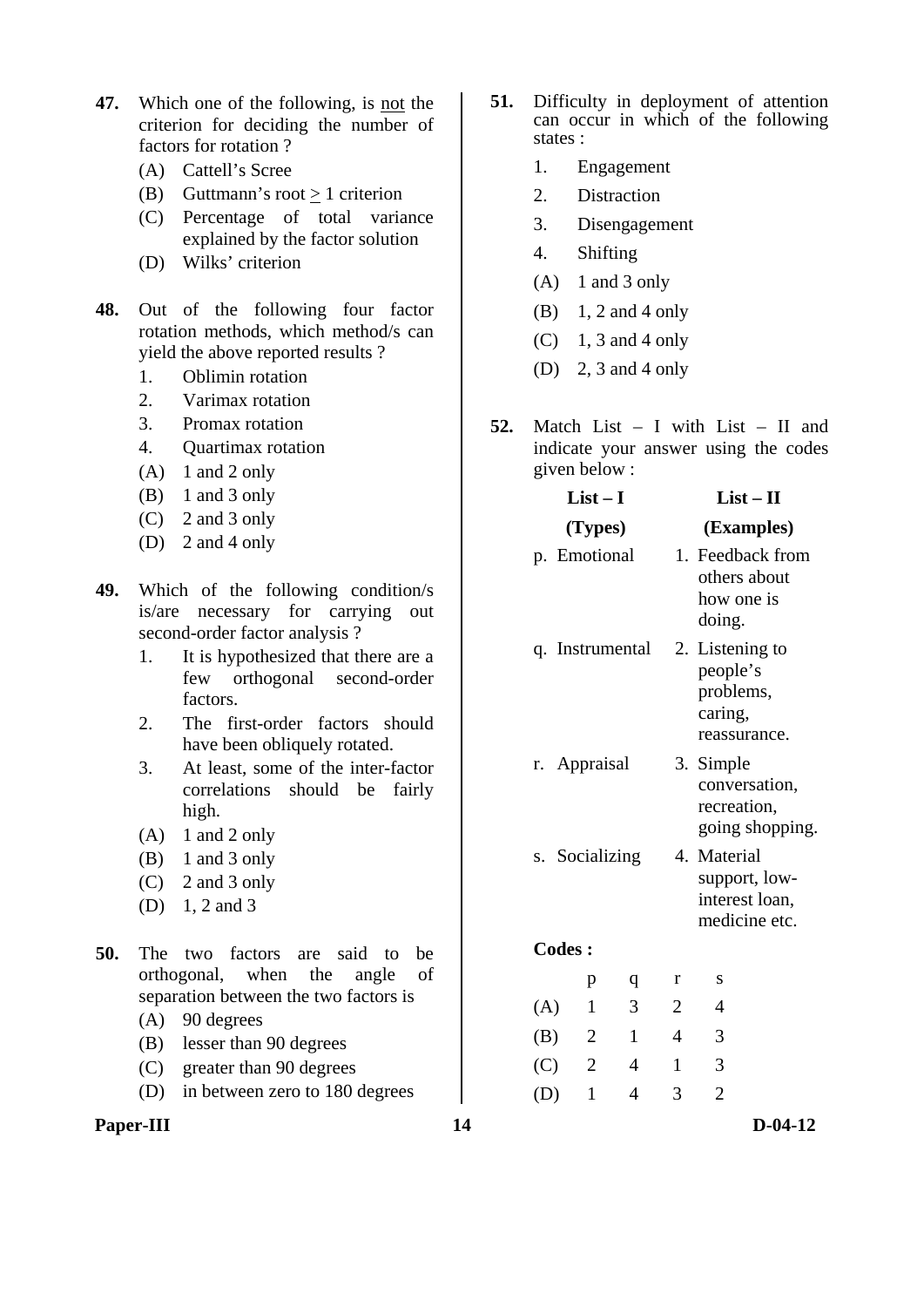**47.** Which one of the following, is not the criterion for deciding the number of factors for rotation ?

(A) Cattell's Scree

(B) Guttmann's root $\geq$ 1 criterion

(C) Percentage of total variance explained by the factor solution

(D) Wilks' criterion

**48.** Out of the following four factor rotation methods, which method/s can yield the above reported results ?

1. Oblimin rotation
2. Varimax rotation
3. Promax rotation
4. Quartimax rotation

(A) 1 and 2 only

(B) 1 and 3 only

(C) 2 and 3 only

(D) 2 and 4 only

**49.** Which of the following condition/s is/are necessary for carrying out second-order factor analysis ?

1. It is hypothesized that there are a few orthogonal second-order factors.
2. The first-order factors should have been obliquely rotated.
3. At least, some of the inter-factor correlations should be fairly high.

(A) 1 and 2 only

(B) 1 and 3 only

(C) 2 and 3 only

(D) 1, 2 and 3

**50.** The two factors are said to be orthogonal, when the angle of separation between the two factors is

(A) 90 degrees

(B) lesser than 90 degrees

(C) greater than 90 degrees

(D) in between zero to 180 degrees

**51.** Difficulty in deployment of attention can occur in which of the following states :

1. Engagement
2. Distraction
3. Disengagement
4. Shifting

(A) 1 and 3 only

(B) 1, 2 and 4 only

(C) 1, 3 and 4 only

(D) 2, 3 and 4 only

**52.** Match List – I with List – II and indicate your answer using the codes given below :

| List – I (Types) | List – II (Examples) |
|---|---|
| p. Emotional | 1. Feedback from others about how one is doing. |
| q. Instrumental | 2. Listening to people's problems, caring, reassurance. |
| r. Appraisal | 3. Simple conversation, recreation, going shopping. |
| s. Socializing | 4. Material support, low-interest loan, medicine etc. |

**Codes :**

| | p | q | r | s |
|---|---|---|---|---|
| (A) | 1 | 3 | 2 | 4 |
| (B) | 2 | 1 | 4 | 3 |
| (C) | 2 | 4 | 1 | 3 |
| (D) | 1 | 4 | 3 | 2 |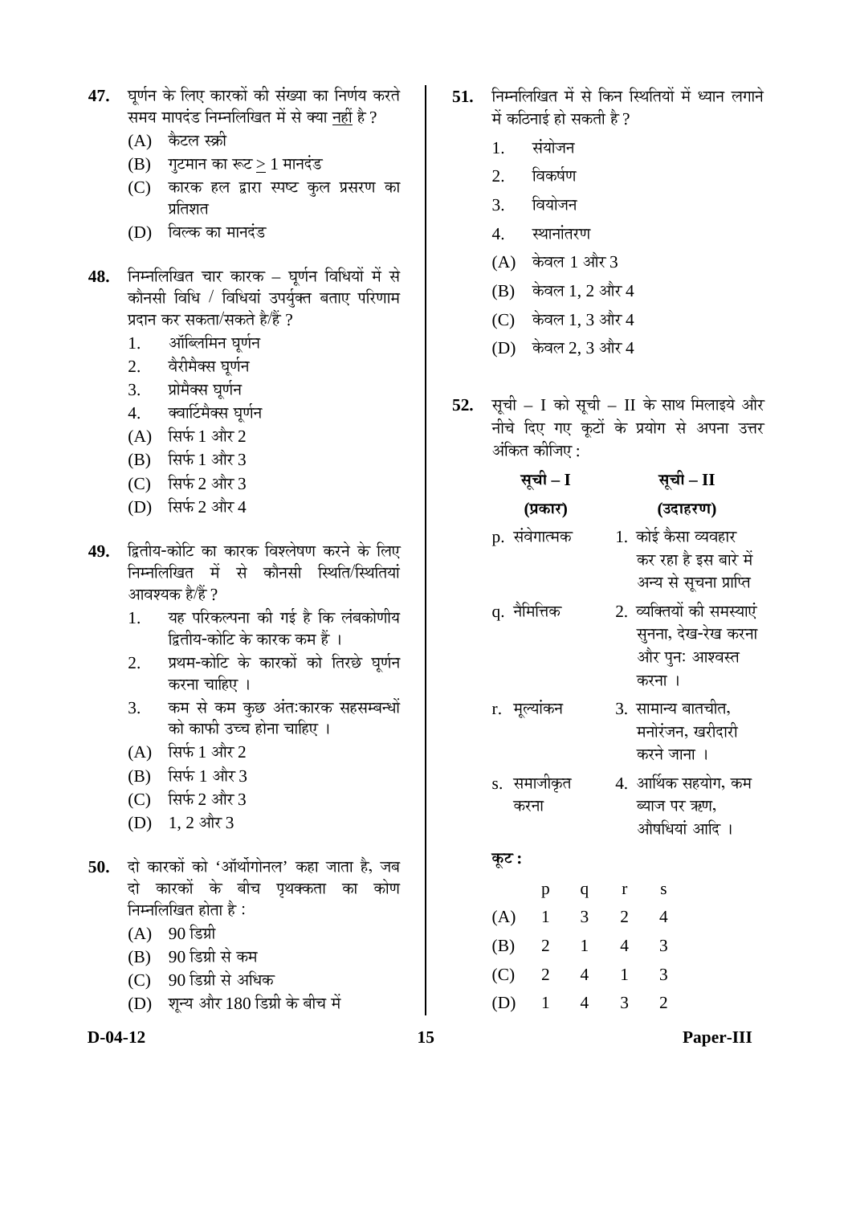**47.** घूर्णन के लिए कारकों की संख्या का निर्णय करते समय मापदंड निम्नलिखित में से क्या नहीं है ?

(A) कैटल स्क्री

(B) गुटमान का रूट $\geq$ 1 मानदंड

(C) कारक हल द्वारा स्पष्ट कुल प्रसरण का प्रतिशत

(D) विल्क का मानदंड

**48.** निम्नलिखित चार कारक – घूर्णन विधियों में से कौनसी विधि / विधियां उपर्युक्त बताए परिणाम प्रदान कर सकता/सकते है/हैं ?

1. ऑब्लिमिन घूर्णन
2. वैरीमैक्स घूर्णन
3. प्रोमैक्स घूर्णन
4. क्वार्टिमैक्स घूर्णन

(A) सिर्फ 1 और 2

(B) सिर्फ 1 और 3

(C) सिर्फ 2 और 3

(D) सिर्फ 2 और 4

**49.** द्वितीय-कोटि का कारक विश्लेषण करने के लिए निम्नलिखित में से कौनसी स्थिति/स्थितियां आवश्यक है/हैं ?

1. यह परिकल्पना की गई है कि लंबकोणीय द्वितीय-कोटि के कारक कम हैं ।
2. प्रथम-कोटि के कारकों को तिरछे घूर्णन करना चाहिए ।
3. कम से कम कुछ अंतःकारक सहसम्बन्धों को काफी उच्च होना चाहिए ।

(A) सिर्फ 1 और 2

(B) सिर्फ 1 और 3

(C) सिर्फ 2 और 3

(D) 1, 2 और 3

**50.** दो कारकों को 'ऑर्थोगोनल' कहा जाता है, जब दो कारकों के बीच पृथक्कता का कोण निम्नलिखित होता है :

(A) 90 डिग्री

(B) 90 डिग्री से कम

(C) 90 डिग्री से अधिक

(D) शून्य और 180 डिग्री के बीच में

**51.** निम्नलिखित में से किन स्थितियों में ध्यान लगाने में कठिनाई हो सकती है ?

1. संयोजन
2. विकर्षण
3. वियोजन
4. स्थानांतरण

(A) केवल 1 और 3

(B) केवल 1, 2 और 4

(C) केवल 1, 3 और 4

(D) केवल 2, 3 और 4

**52.** सूची – I को सूची – II के साथ मिलाइये और नीचे दिए गए कूटों के प्रयोग से अपना उत्तर अंकित कीजिए :

| सूची – I (प्रकार) | सूची – II (उदाहरण) |
|---|---|
| p. संवेगात्मक | 1. कोई कैसा व्यवहार कर रहा है इस बारे में अन्य से सूचना प्राप्ति |
| q. नैमित्तिक | 2. व्यक्तियों की समस्याएं सुनना, देख-रेख करना और पुनः आश्वस्त करना । |
| r. मूल्यांकन | 3. सामान्य बातचीत, मनोरंजन, खरीदारी करने जाना । |
| s. समाजीकृत करना | 4. आर्थिक सहयोग, कम ब्याज पर ऋण, औषधियां आदि । |

**कूट :**

| | p | q | r | s |
|---|---|---|---|---|
| (A) | 1 | 3 | 2 | 4 |
| (B) | 2 | 1 | 4 | 3 |
| (C) | 2 | 4 | 1 | 3 |
| (D) | 1 | 4 | 3 | 2 |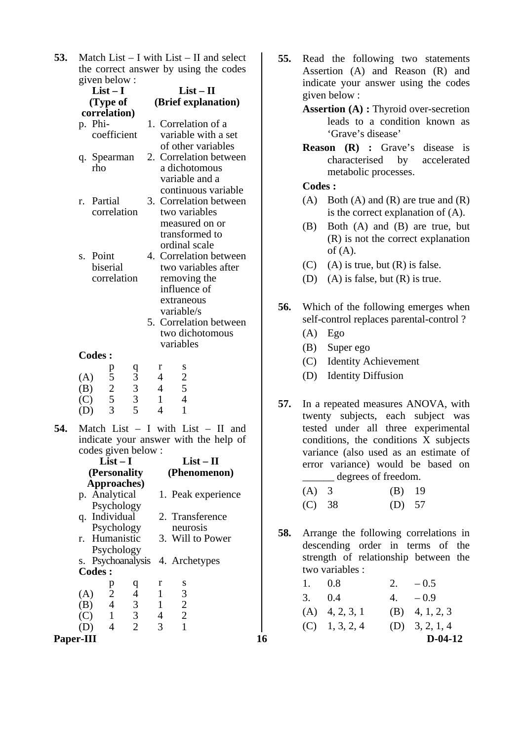**53.** Match List – I with List – II and select the correct answer by using the codes given below :

| List – I (Type of correlation) | List – II (Brief explanation) |
|---|---|
| p. Phi-coefficient | 1. Correlation of a variable with a set of other variables |
| q. Spearman rho | 2. Correlation between a dichotomous variable and a continuous variable |
| r. Partial correlation | 3. Correlation between two variables measured on or transformed to ordinal scale |
| s. Point biserial correlation | 4. Correlation between two variables after removing the influence of extraneous variable/s |
| | 5. Correlation between two dichotomous variables |

**Codes :**

| | p | q | r | s |
|---|---|---|---|---|
| (A) | 5 | 3 | 4 | 2 |
| (B) | 2 | 3 | 4 | 5 |
| (C) | 5 | 3 | 1 | 4 |
| (D) | 3 | 5 | 4 | 1 |

**54.** Match List – I with List – II and indicate your answer with the help of codes given below :

| List – I (Personality Approaches) | List – II (Phenomenon) |
|---|---|
| p. Analytical Psychology | 1. Peak experience |
| q. Individual Psychology | 2. Transference neurosis |
| r. Humanistic Psychology | 3. Will to Power |
| s. Psychoanalysis | 4. Archetypes |

**Codes :**

| | p | q | r | s |
|---|---|---|---|---|
| (A) | 2 | 4 | 1 | 3 |
| (B) | 4 | 3 | 1 | 2 |
| (C) | 1 | 3 | 4 | 2 |
| (D) | 4 | 2 | 3 | 1 |

**55.** Read the following two statements Assertion (A) and Reason (R) and indicate your answer using the codes given below :

**Assertion (A) :** Thyroid over-secretion leads to a condition known as 'Grave's disease'

**Reason (R) :** Grave's disease is characterised by accelerated metabolic processes.

**Codes :**

(A) Both (A) and (R) are true and (R) is the correct explanation of (A).

(B) Both (A) and (B) are true, but (R) is not the correct explanation of (A).

(C) (A) is true, but (R) is false.

(D) (A) is false, but (R) is true.

**56.** Which of the following emerges when self-control replaces parental-control ?

(A) Ego

(B) Super ego

(C) Identity Achievement

(D) Identity Diffusion

**57.** In a repeated measures ANOVA, with twenty subjects, each subject was tested under all three experimental conditions, the conditions X subjects variance (also used as an estimate of error variance) would be based on ______ degrees of freedom.

(A) 3 (B) 19

(C) 38 (D) 57

**58.** Arrange the following correlations in descending order in terms of the strength of relationship between the two variables :

1. 0.8 2. – 0.5

3. 0.4 4. – 0.9

(A) 4, 2, 3, 1 (B) 4, 1, 2, 3

(C) 1, 3, 2, 4 (D) 3, 2, 1, 4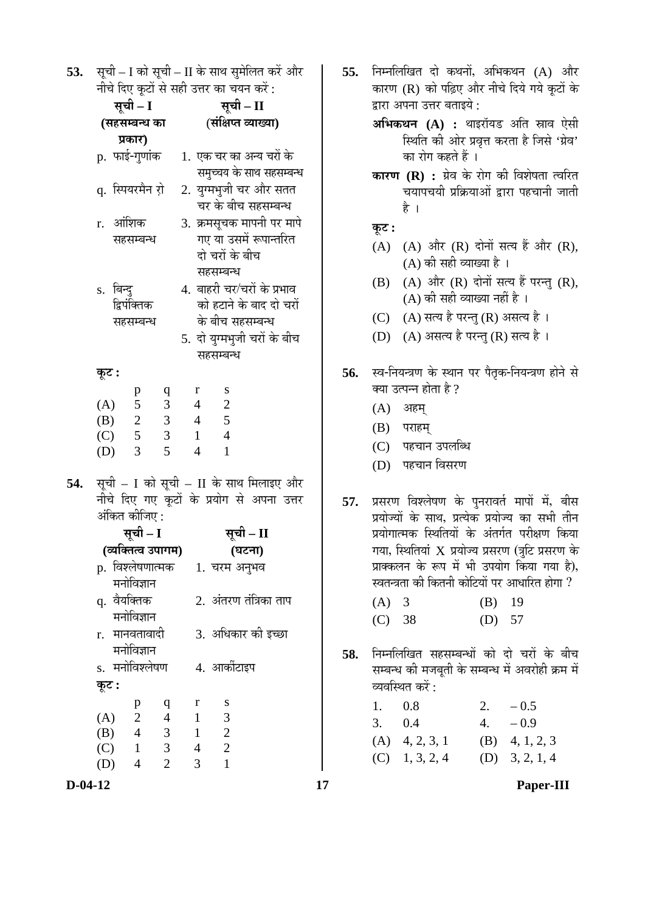**53.** सूची – I को सूची – II के साथ सुमेलित करें और नीचे दिए कूटों से सही उत्तर का चयन करें :

| सूची – I (सहसम्बन्ध का प्रकार) | सूची – II (संक्षिप्त व्याख्या) |
|---|---|
| p. फाई-गुणांक | 1. एक चर का अन्य चरों के समुच्चय के साथ सहसम्बन्ध |
| q. स्पियरमैन रो | 2. युग्मभुजी चर और सतत चर के बीच सहसम्बन्ध |
| r. आंशिक सहसम्बन्ध | 3. क्रमसूचक मापनी पर मापे गए या उसमें रूपान्तरित दो चरों के बीच सहसम्बन्ध |
| s. बिन्दु द्विपंक्तिक सहसम्बन्ध | 4. बाहरी चर/चरों के प्रभाव को हटाने के बाद दो चरों के बीच सहसम्बन्ध |
| | 5. दो युग्मभुजी चरों के बीच सहसम्बन्ध |

**कूट :**

| | p | q | r | s |
|---|---|---|---|---|
| (A) | 5 | 3 | 4 | 2 |
| (B) | 2 | 3 | 4 | 5 |
| (C) | 5 | 3 | 1 | 4 |
| (D) | 3 | 5 | 4 | 1 |

**54.** सूची – I को सूची – II के साथ मिलाइए और नीचे दिए गए कूटों के प्रयोग से अपना उत्तर अंकित कीजिए :

| सूची – I (व्यक्तित्व उपागम) | सूची – II (घटना) |
|---|---|
| p. विश्लेषणात्मक मनोविज्ञान | 1. चरम अनुभव |
| q. वैयक्तिक मनोविज्ञान | 2. अंतरण तंत्रिका ताप |
| r. मानवतावादी मनोविज्ञान | 3. अधिकार की इच्छा |
| s. मनोविश्लेषण | 4. आर्कीटाइप |

**कूट :**

| | p | q | r | s |
|---|---|---|---|---|
| (A) | 2 | 4 | 1 | 3 |
| (B) | 4 | 3 | 1 | 2 |
| (C) | 1 | 3 | 4 | 2 |
| (D) | 4 | 2 | 3 | 1 |

**55.** निम्नलिखित दो कथनों, अभिकथन (A) और कारण (R) को पढ़िए और नीचे दिये गये कूटों के द्वारा अपना उत्तर बताइये :

**अभिकथन (A) :** थाइरॉयड अति स्राव ऐसी स्थिति की ओर प्रवृत्त करता है जिसे 'ग्रेव' का रोग कहते हैं ।

**कारण (R) :** ग्रेव के रोग की विशेषता त्वरित चयापचयी प्रक्रियाओं द्वारा पहचानी जाती है ।

**कूट :**

(A) (A) और (R) दोनों सत्य हैं और (R), (A) की सही व्याख्या है ।

(B) (A) और (R) दोनों सत्य हैं परन्तु (R), (A) की सही व्याख्या नहीं है ।

(C) (A) सत्य है परन्तु (R) असत्य है ।

(D) (A) असत्य है परन्तु (R) सत्य है ।

**56.** स्व-नियन्त्रण के स्थान पर पैतृक-नियन्त्रण होने से क्या उत्पन्न होता है ?

(A) अहम्

(B) पराहम्

(C) पहचान उपलब्धि

(D) पहचान विसरण

**57.** प्रसरण विश्लेषण के पुनरावर्त मापों में, बीस प्रयोज्यों के साथ, प्रत्येक प्रयोज्य का सभी तीन प्रयोगात्मक स्थितियों के अंतर्गत परीक्षण किया गया, स्थितियां X प्रयोज्य प्रसरण (त्रुटि प्रसरण के प्राक्कलन के रूप में भी उपयोग किया गया है), स्वतन्त्रता की कितनी कोटियों पर आधारित होगा ?

(A) 3 (B) 19

(C) 38 (D) 57

**58.** निम्नलिखित सहसम्बन्धों को दो चरों के बीच सम्बन्ध की मजबूती के सम्बन्ध में अवरोही क्रम में व्यवस्थित करें :

1. 0.8 2. – 0.5

3. 0.4 4. – 0.9

(A) 4, 2, 3, 1 (B) 4, 1, 2, 3

(C) 1, 3, 2, 4 (D) 3, 2, 1, 4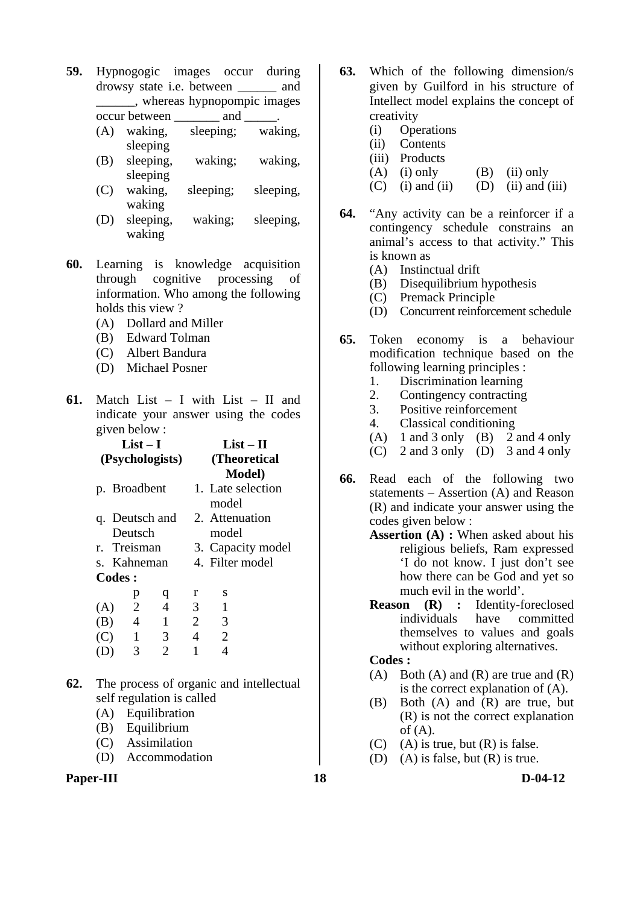**59.** Hypnogogic images occur during drowsy state i.e. between ______ and ______, whereas hypnopompic images occur between _______ and _____.

(A) waking, sleeping; waking, sleeping
(B) sleeping, waking; waking, sleeping
(C) waking, sleeping; sleeping, waking
(D) sleeping, waking; sleeping, waking

**60.** Learning is knowledge acquisition through cognitive processing of information. Who among the following holds this view ?

(A) Dollard and Miller
(B) Edward Tolman
(C) Albert Bandura
(D) Michael Posner

**61.** Match List – I with List – II and indicate your answer using the codes given below :

| List – I (Psychologists) | List – II (Theoretical Model) |
|---|---|
| p. Broadbent | 1. Late selection model |
| q. Deutsch and Deutsch | 2. Attenuation model |
| r. Treisman | 3. Capacity model |
| s. Kahneman | 4. Filter model |

**Codes :**

| | p | q | r | s |
|---|---|---|---|---|
| (A) | 2 | 4 | 3 | 1 |
| (B) | 4 | 1 | 2 | 3 |
| (C) | 1 | 3 | 4 | 2 |
| (D) | 3 | 2 | 1 | 4 |

**62.** The process of organic and intellectual self regulation is called

(A) Equilibration
(B) Equilibrium
(C) Assimilation
(D) Accommodation

**63.** Which of the following dimension/s given by Guilford in his structure of Intellect model explains the concept of creativity

(i) Operations
(ii) Contents
(iii) Products

(A) (i) only
(B) (ii) only
(C) (i) and (ii)
(D) (ii) and (iii)

**64.** "Any activity can be a reinforcer if a contingency schedule constrains an animal's access to that activity." This is known as

(A) Instinctual drift
(B) Disequilibrium hypothesis
(C) Premack Principle
(D) Concurrent reinforcement schedule

**65.** Token economy is a behaviour modification technique based on the following learning principles :

1. Discrimination learning
2. Contingency contracting
3. Positive reinforcement
4. Classical conditioning

(A) 1 and 3 only
(B) 2 and 4 only
(C) 2 and 3 only
(D) 3 and 4 only

**66.** Read each of the following two statements – Assertion (A) and Reason (R) and indicate your answer using the codes given below :

**Assertion (A) :** When asked about his religious beliefs, Ram expressed 'I do not know. I just don't see how there can be God and yet so much evil in the world'.

**Reason (R) :** Identity-foreclosed individuals have committed themselves to values and goals without exploring alternatives.

**Codes :**

(A) Both (A) and (R) are true and (R) is the correct explanation of (A).
(B) Both (A) and (R) are true, but (R) is not the correct explanation of (A).
(C) (A) is true, but (R) is false.
(D) (A) is false, but (R) is true.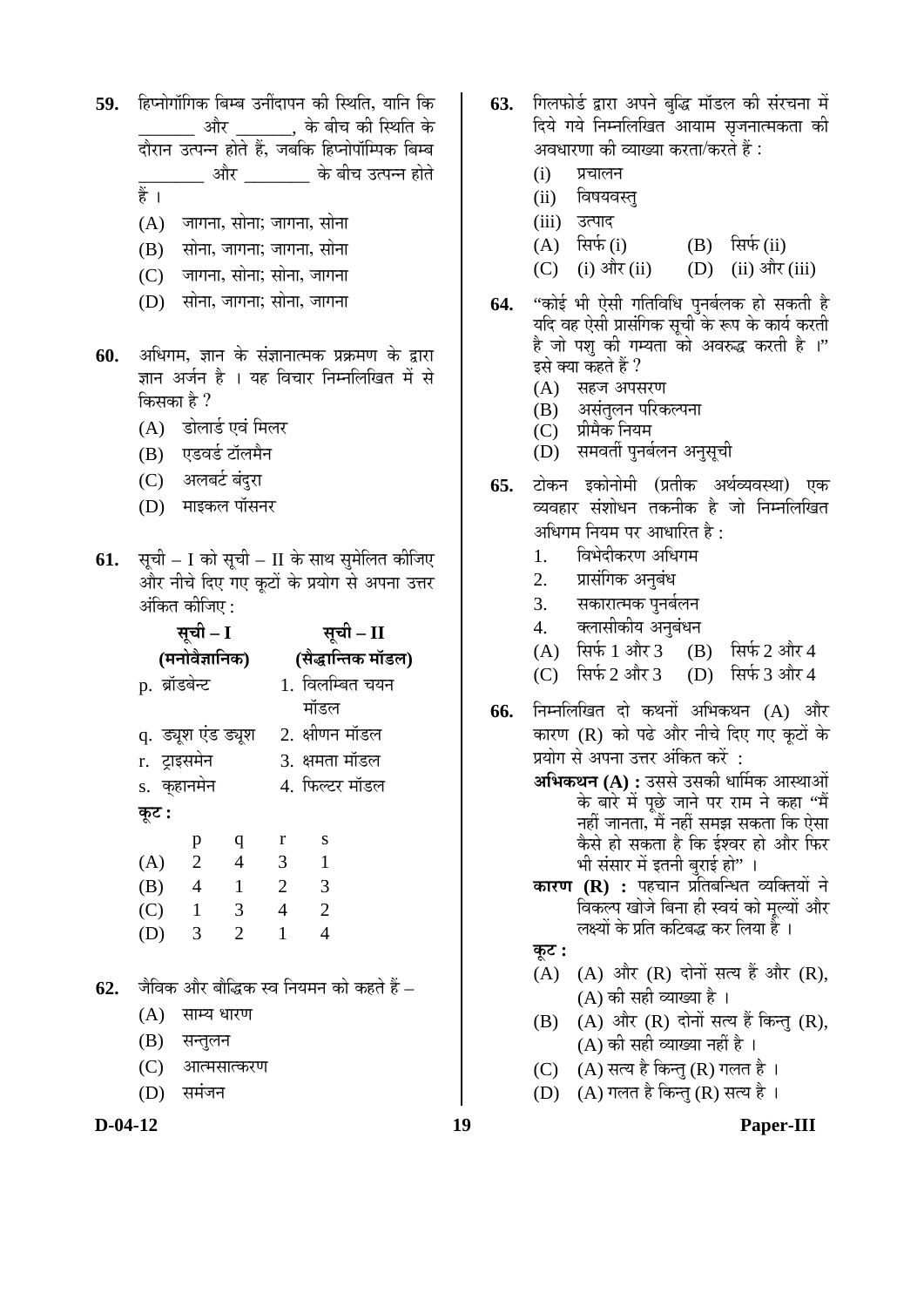**59.** हिप्नोगॉगिक बिम्ब उनींदापन की स्थिति, यानि कि _______ और _______, के बीच की स्थिति के दौरान उत्पन्न होते हैं, जबकि हिप्नोपॉम्पिक बिम्ब ________ और ________ के बीच उत्पन्न होते हैं ।

(A) जागना, सोना; जागना, सोना

(B) सोना, जागना; जागना, सोना

(C) जागना, सोना; सोना, जागना

(D) सोना, जागना; सोना, जागना

**60.** अधिगम, ज्ञान के संज्ञानात्मक प्रक्रमण के द्वारा ज्ञान अर्जन है । यह विचार निम्नलिखित में से किसका है ?

(A) डोलार्ड एवं मिलर

(B) एडवर्ड टॉलमैन

(C) अलबर्ट बंदुरा

(D) माइकल पॉसनर

**61.** सूची – I को सूची – II के साथ सुमेलित कीजिए और नीचे दिए गए कूटों के प्रयोग से अपना उत्तर अंकित कीजिए :

| सूची – I (मनोवैज्ञानिक) | सूची – II (सैद्धान्तिक मॉडल) |
|---|---|
| p. ब्रॉडबेन्ट | 1. विलम्बित चयन मॉडल |
| q. ड्यूश एंड ड्यूश | 2. क्षीणन मॉडल |
| r. ट्राइसमेन | 3. क्षमता मॉडल |
| s. कहानमेन | 4. फिल्टर मॉडल |

**कूट :**

| | p | q | r | s |
|---|---|---|---|---|
| (A) | 2 | 4 | 3 | 1 |
| (B) | 4 | 1 | 2 | 3 |
| (C) | 1 | 3 | 4 | 2 |
| (D) | 3 | 2 | 1 | 4 |

**62.** जैविक और बौद्धिक स्व नियमन को कहते हैं –

(A) साम्य धारण

(B) सन्तुलन

(C) आत्मसात्करण

(D) समंजन

**63.** गिलफोर्ड द्वारा अपने बुद्धि मॉडल की संरचना में दिये गये निम्नलिखित आयाम सृजनात्मकता की अवधारणा की व्याख्या करता/करते हैं :

(i) प्रचालन

(ii) विषयवस्तु

(iii) उत्पाद

(A) सिर्फ (i)   (B) सिर्फ (ii)

(C) (i) और (ii)   (D) (ii) और (iii)

**64.** "कोई भी ऐसी गतिविधि पुनर्बलक हो सकती है यदि वह ऐसी प्रासंगिक सूची के रूप के कार्य करती है जो पशु की गम्यता को अवरुद्ध करती है ।" इसे क्या कहते हैं ?

(A) सहज अपसरण

(B) असंतुलन परिकल्पना

(C) प्रीमैक नियम

(D) समवर्ती पुनर्बलन अनुसूची

**65.** टोकन इकोनोमी (प्रतीक अर्थव्यवस्था) एक व्यवहार संशोधन तकनीक है जो निम्नलिखित अधिगम नियम पर आधारित है :

1. विभेदीकरण अधिगम
2. प्रासंगिक अनुबंध
3. सकारात्मक पुनर्बलन
4. क्लासीकीय अनुबंधन

(A) सिर्फ 1 और 3   (B) सिर्फ 2 और 4

(C) सिर्फ 2 और 3   (D) सिर्फ 3 और 4

**66.** निम्नलिखित दो कथनों अभिकथन (A) और कारण (R) को पढे और नीचे दिए गए कूटों के प्रयोग से अपना उत्तर अंकित करें :

**अभिकथन (A) :** उससे उसकी धार्मिक आस्थाओं के बारे में पूछे जाने पर राम ने कहा "मैं नहीं जानता, मैं नहीं समझ सकता कि ऐसा कैसे हो सकता है कि ईश्वर हो और फिर भी संसार में इतनी बुराई हो" ।

**कारण (R) :** पहचान प्रतिबन्धित व्यक्तियों ने विकल्प खोजे बिना ही स्वयं को मूल्यों और लक्ष्यों के प्रति कटिबद्ध कर लिया है ।

**कूट :**

(A) (A) और (R) दोनों सत्य हैं और (R), (A) की सही व्याख्या है ।

(B) (A) और (R) दोनों सत्य हैं किन्तु (R), (A) की सही व्याख्या नहीं है ।

(C) (A) सत्य है किन्तु (R) गलत है ।

(D) (A) गलत है किन्तु (R) सत्य है ।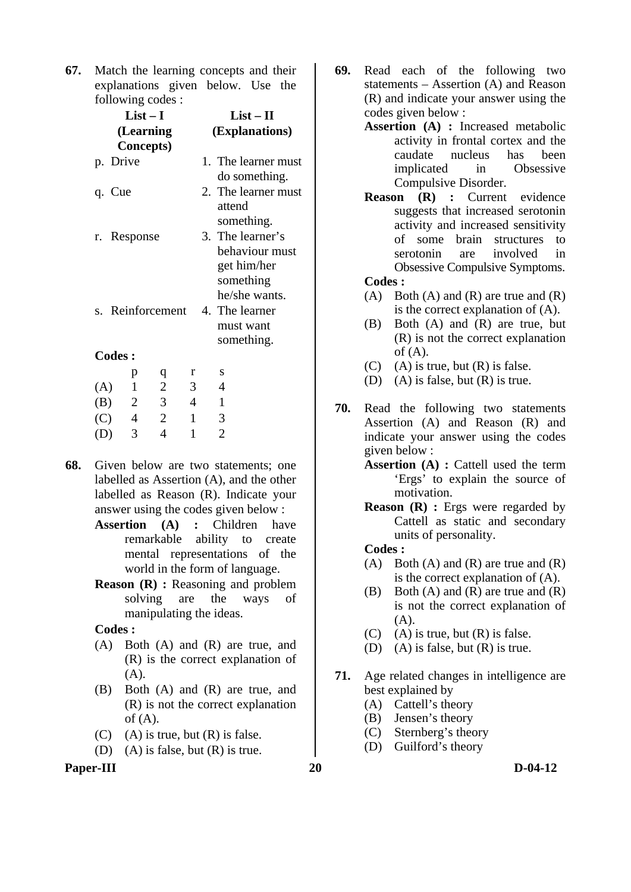**67.** Match the learning concepts and their explanations given below. Use the following codes :

| List – I (Learning Concepts) | List – II (Explanations) |
|---|---|
| p. Drive | 1. The learner must do something. |
| q. Cue | 2. The learner must attend something. |
| r. Response | 3. The learner's behaviour must get him/her something he/she wants. |
| s. Reinforcement | 4. The learner must want something. |

**Codes :**

| | p | q | r | s |
|---|---|---|---|---|
| (A) | 1 | 2 | 3 | 4 |
| (B) | 2 | 3 | 4 | 1 |
| (C) | 4 | 2 | 1 | 3 |
| (D) | 3 | 4 | 1 | 2 |

**68.** Given below are two statements; one labelled as Assertion (A), and the other labelled as Reason (R). Indicate your answer using the codes given below :

**Assertion (A) :** Children have remarkable ability to create mental representations of the world in the form of language.

**Reason (R) :** Reasoning and problem solving are the ways of manipulating the ideas.

**Codes :**

(A) Both (A) and (R) are true, and (R) is the correct explanation of (A).

(B) Both (A) and (R) are true, and (R) is not the correct explanation of (A).

(C) (A) is true, but (R) is false.

(D) (A) is false, but (R) is true.

**69.** Read each of the following two statements – Assertion (A) and Reason (R) and indicate your answer using the codes given below :

**Assertion (A) :** Increased metabolic activity in frontal cortex and the caudate nucleus has been implicated in Obsessive Compulsive Disorder.

**Reason (R) :** Current evidence suggests that increased serotonin activity and increased sensitivity of some brain structures to serotonin are involved in Obsessive Compulsive Symptoms.

**Codes :**

(A) Both (A) and (R) are true and (R) is the correct explanation of (A).

(B) Both (A) and (R) are true, but (R) is not the correct explanation of (A).

(C) (A) is true, but (R) is false.

(D) (A) is false, but (R) is true.

**70.** Read the following two statements Assertion (A) and Reason (R) and indicate your answer using the codes given below :

**Assertion (A) :** Cattell used the term 'Ergs' to explain the source of motivation.

**Reason (R) :** Ergs were regarded by Cattell as static and secondary units of personality.

**Codes :**

(A) Both (A) and (R) are true and (R) is the correct explanation of (A).

(B) Both (A) and (R) are true and (R) is not the correct explanation of (A).

(C) (A) is true, but (R) is false.

(D) (A) is false, but (R) is true.

**71.** Age related changes in intelligence are best explained by

(A) Cattell's theory

(B) Jensen's theory

(C) Sternberg's theory

(D) Guilford's theory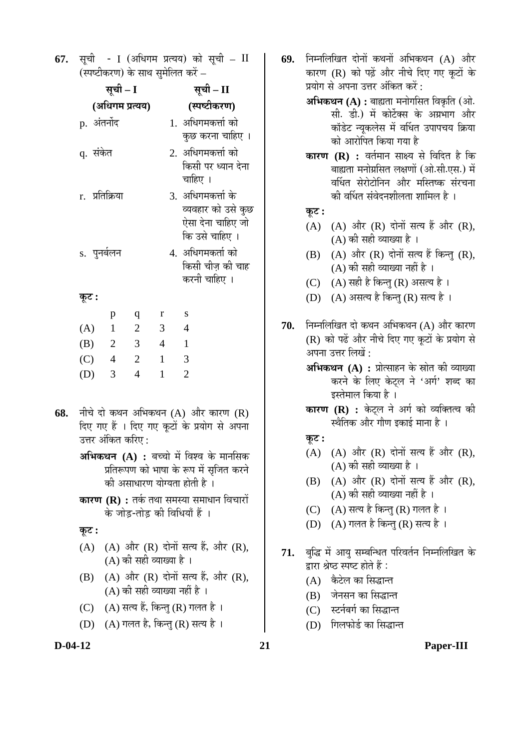**67.** सूची - I (अधिगम प्रत्यय) को सूची – II (स्पष्टीकरण) के साथ सुमेलित करें –

| **सूची – I (अधिगम प्रत्यय)** | **सूची – II (स्पष्टीकरण)** |
|---|---|
| p. अंतर्नोद | 1. अधिगमकर्त्ता को कुछ करना चाहिए । |
| q. संकेत | 2. अधिगमकर्त्ता को किसी पर ध्यान देना चाहिए । |
| r. प्रतिक्रिया | 3. अधिगमकर्त्ता के व्यवहार को उसे कुछ ऐसा देना चाहिए जो कि उसे चाहिए । |
| s. पुनर्बलन | 4. अधिगमकर्ता को किसी चीज़ की चाह करनी चाहिए । |

**कूट :**

| | p | q | r | s |
|---|---|---|---|---|
| (A) | 1 | 2 | 3 | 4 |
| (B) | 2 | 3 | 4 | 1 |
| (C) | 4 | 2 | 1 | 3 |
| (D) | 3 | 4 | 1 | 2 |

**68.** नीचे दो कथन अभिकथन (A) और कारण (R) दिए गए हैं । दिए गए कूटों के प्रयोग से अपना उत्तर अंकित करिए :

**अभिकथन (A) :** बच्चो में विश्व के मानसिक प्रतिरूपण को भाषा के रूप में सृजित करने की असाधारण योग्यता होती है ।

**कारण (R) :** तर्क तथा समस्या समाधान विचारों के जोड़-तोड़ की विधियाँ हैं ।

**कूट :**

(A) (A) और (R) दोनों सत्य हैं, और (R), (A) की सही व्याख्या है ।

(B) (A) और (R) दोनों सत्य हैं, और (R), (A) की सही व्याख्या नहीं है ।

(C) (A) सत्य हैं, किन्तु (R) गलत है ।

(D) (A) गलत है, किन्तु (R) सत्य है ।

**69.** निम्नलिखित दोनों कथनों अभिकथन (A) और कारण (R) को पढ़ें और नीचे दिए गए कूटों के प्रयोग से अपना उत्तर अंकित करें :

**अभिकथन (A) :** बाह्यता मनोगसित विकृति (ओ. सी. डी.) में कोर्टेक्स के अग्रभाग और कॉडेट न्यूक्लेस में वर्धित उपापचय क्रिया को आरोपित किया गया है

**कारण (R) :** वर्तमान साक्ष्य से विदित है कि बाह्यता मनोग्रसित लक्षणों (ओ.सी.एस.) में वर्धित सेरोटोनिन और मस्तिष्क संरचना की वर्धित संवेदनशीलता शामिल है ।

**कूट :**

(A) (A) और (R) दोनों सत्य हैं और (R), (A) की सही व्याख्या है ।

(B) (A) और (R) दोनों सत्य हैं किन्तु (R), (A) की सही व्याख्या नहीं है ।

(C) (A) सही है किन्तु (R) असत्य है ।

(D) (A) असत्य है किन्तु (R) सत्य है ।

**70.** निम्नलिखित दो कथन अभिकथन (A) और कारण (R) को पढें और नीचे दिए गए कूटों के प्रयोग से अपना उत्तर लिखें :

**अभिकथन (A) :** प्रोत्साहन के स्रोत की व्याख्या करने के लिए केट्ल ने 'अर्ग' शब्द का इस्तेमाल किया है ।

**कारण (R) :** केट्ल ने अर्ग को व्यक्तित्व की स्थैतिक और गौण इकाई माना है ।

**कूट :**

(A) (A) और (R) दोनों सत्य हैं और (R), (A) की सही व्याख्या है ।

(B) (A) और (R) दोनों सत्य हैं और (R), (A) की सही व्याख्या नहीं है ।

(C) (A) सत्य है किन्तु (R) गलत है ।

(D) (A) गलत है किन्तु (R) सत्य है ।

**71.** बुद्धि में आयु सम्बन्धित परिवर्तन निम्नलिखित के द्वारा श्रेष्ठ स्पष्ट होते हैं :

(A) कैटेल का सिद्धान्त

(B) जेनसन का सिद्धान्त

(C) स्टर्नबर्ग का सिद्धान्त

(D) गिलफोर्ड का सिद्धान्त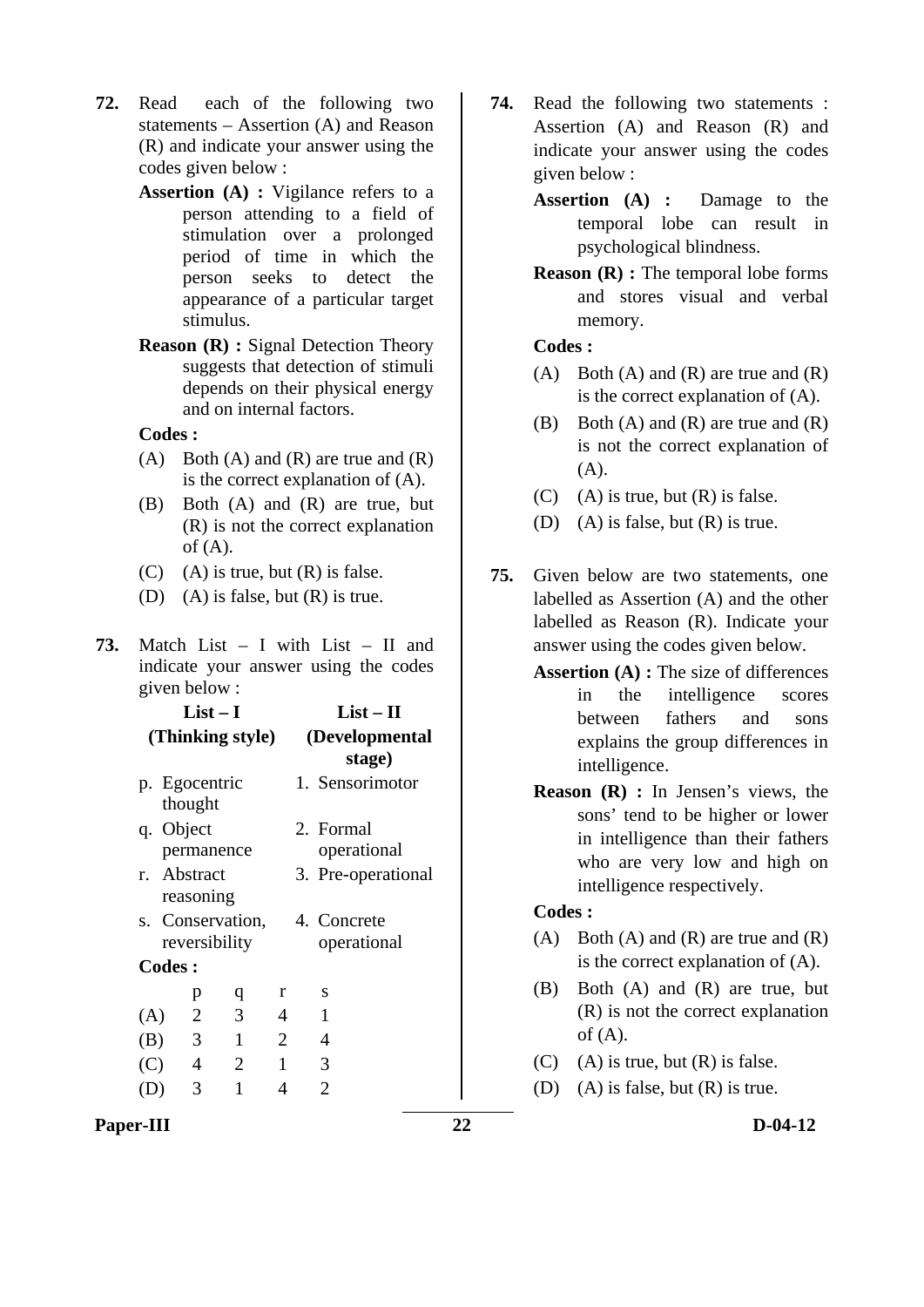**72.** Read each of the following two statements – Assertion (A) and Reason (R) and indicate your answer using the codes given below :

**Assertion (A) :** Vigilance refers to a person attending to a field of stimulation over a prolonged period of time in which the person seeks to detect the appearance of a particular target stimulus.

**Reason (R) :** Signal Detection Theory suggests that detection of stimuli depends on their physical energy and on internal factors.

**Codes :**

(A) Both (A) and (R) are true and (R) is the correct explanation of (A).

(B) Both (A) and (R) are true, but (R) is not the correct explanation of (A).

(C) (A) is true, but (R) is false.

(D) (A) is false, but (R) is true.

**73.** Match List – I with List – II and indicate your answer using the codes given below :

| List – I (Thinking style) | List – II (Developmental stage) |
|---|---|
| p. Egocentric thought | 1. Sensorimotor |
| q. Object permanence | 2. Formal operational |
| r. Abstract reasoning | 3. Pre-operational |
| s. Conservation, reversibility | 4. Concrete operational |

**Codes :**

| | p | q | r | s |
|---|---|---|---|---|
| (A) | 2 | 3 | 4 | 1 |
| (B) | 3 | 1 | 2 | 4 |
| (C) | 4 | 2 | 1 | 3 |
| (D) | 3 | 1 | 4 | 2 |

**74.** Read the following two statements : Assertion (A) and Reason (R) and indicate your answer using the codes given below :

**Assertion (A) :** Damage to the temporal lobe can result in psychological blindness.

**Reason (R) :** The temporal lobe forms and stores visual and verbal memory.

**Codes :**

(A) Both (A) and (R) are true and (R) is the correct explanation of (A).

(B) Both (A) and (R) are true and (R) is not the correct explanation of (A).

(C) (A) is true, but (R) is false.

(D) (A) is false, but (R) is true.

**75.** Given below are two statements, one labelled as Assertion (A) and the other labelled as Reason (R). Indicate your answer using the codes given below.

**Assertion (A) :** The size of differences in the intelligence scores between fathers and sons explains the group differences in intelligence.

**Reason (R) :** In Jensen's views, the sons' tend to be higher or lower in intelligence than their fathers who are very low and high on intelligence respectively.

**Codes :**

(A) Both (A) and (R) are true and (R) is the correct explanation of (A).

(B) Both (A) and (R) are true, but (R) is not the correct explanation of (A).

(C) (A) is true, but (R) is false.

(D) (A) is false, but (R) is true.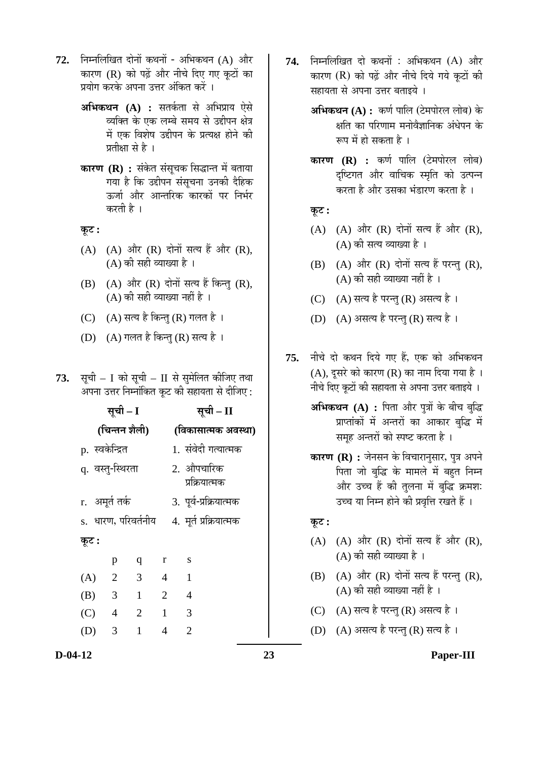**72.** निम्नलिखित दोनों कथनों - अभिकथन (A) और कारण (R) को पढ़ें और नीचे दिए गए कूटों का प्रयोग करके अपना उत्तर अंकित करें ।

**अभिकथन (A) :** सतर्कता से अभिप्राय ऐसे व्यक्ति के एक लम्बे समय से उद्दीपन क्षेत्र में एक विशेष उद्दीपन के प्रत्यक्ष होने की प्रतीक्षा से है ।

**कारण (R) :** संकेत संसूचक सिद्धान्त में बताया गया है कि उद्दीपन संसूचना उनकी दैहिक ऊर्जा और आन्तरिक कारकों पर निर्भर करती है ।

**कूट :**

(A) (A) और (R) दोनों सत्य हैं और (R), (A) की सही व्याख्या है ।

(B) (A) और (R) दोनों सत्य हैं किन्तु (R), (A) की सही व्याख्या नहीं है ।

(C) (A) सत्य है किन्तु (R) गलत है ।

(D) (A) गलत है किन्तु (R) सत्य है ।

**73.** सूची – I को सूची – II से सुमेलित कीजिए तथा अपना उत्तर निम्नांकित कूट की सहायता से दीजिए :

| सूची – I (चिन्तन शैली) | सूची – II (विकासात्मक अवस्था) |
|---|---|
| p. स्वकेन्द्रित | 1. संवेदी गत्यात्मक |
| q. वस्तु-स्थिरता | 2. औपचारिक प्रक्रियात्मक |
| r. अमूर्त तर्क | 3. पूर्व-प्रक्रियात्मक |
| s. धारण, परिवर्तनीय | 4. मूर्त प्रक्रियात्मक |

**कूट :**

| | p | q | r | s |
|---|---|---|---|---|
| (A) | 2 | 3 | 4 | 1 |
| (B) | 3 | 1 | 2 | 4 |
| (C) | 4 | 2 | 1 | 3 |
| (D) | 3 | 1 | 4 | 2 |

**74.** निम्नलिखित दो कथनों : अभिकथन (A) और कारण (R) को पढ़ें और नीचे दिये गये कूटों की सहायता से अपना उत्तर बताइये ।

**अभिकथन (A) :** कर्ण पालि (टेमपोरल लोब) के क्षति का परिणाम मनोवैज्ञानिक अंधेपन के रूप में हो सकता है ।

**कारण (R) :** कर्ण पालि (टेमपोरल लोब) दृष्टिगत और वाचिक स्मृति को उत्पन्न करता है और उसका भंडारण करता है ।

**कूट :**

(A) (A) और (R) दोनों सत्य हैं और (R), (A) की सत्य व्याख्या है ।

(B) (A) और (R) दोनों सत्य हैं परन्तु (R), (A) की सही व्याख्या नहीं है ।

(C) (A) सत्य है परन्तु (R) असत्य है ।

(D) (A) असत्य है परन्तु (R) सत्य है ।

**75.** नीचे दो कथन दिये गए हैं, एक को अभिकथन (A), दूसरे को कारण (R) का नाम दिया गया है । नीचे दिए कूटों की सहायता से अपना उत्तर बताइये ।

**अभिकथन (A) :** पिता और पुत्रों के बीच बुद्धि प्राप्तांकों में अन्तरों का आकार बुद्धि में समूह अन्तरों को स्पष्ट करता है ।

**कारण (R) :** जेनसन के विचारानुसार, पुत्र अपने पिता जो बुद्धि के मामले में बहुत निम्न और उच्च हैं की तुलना में बुद्धि क्रमशः उच्च या निम्न होने की प्रवृत्ति रखते हैं ।

**कूट :**

(A) (A) और (R) दोनों सत्य हैं और (R), (A) की सही व्याख्या है ।

(B) (A) और (R) दोनों सत्य हैं परन्तु (R), (A) की सही व्याख्या नहीं है ।

(C) (A) सत्य है परन्तु (R) असत्य है ।

(D) (A) असत्य है परन्तु (R) सत्य है ।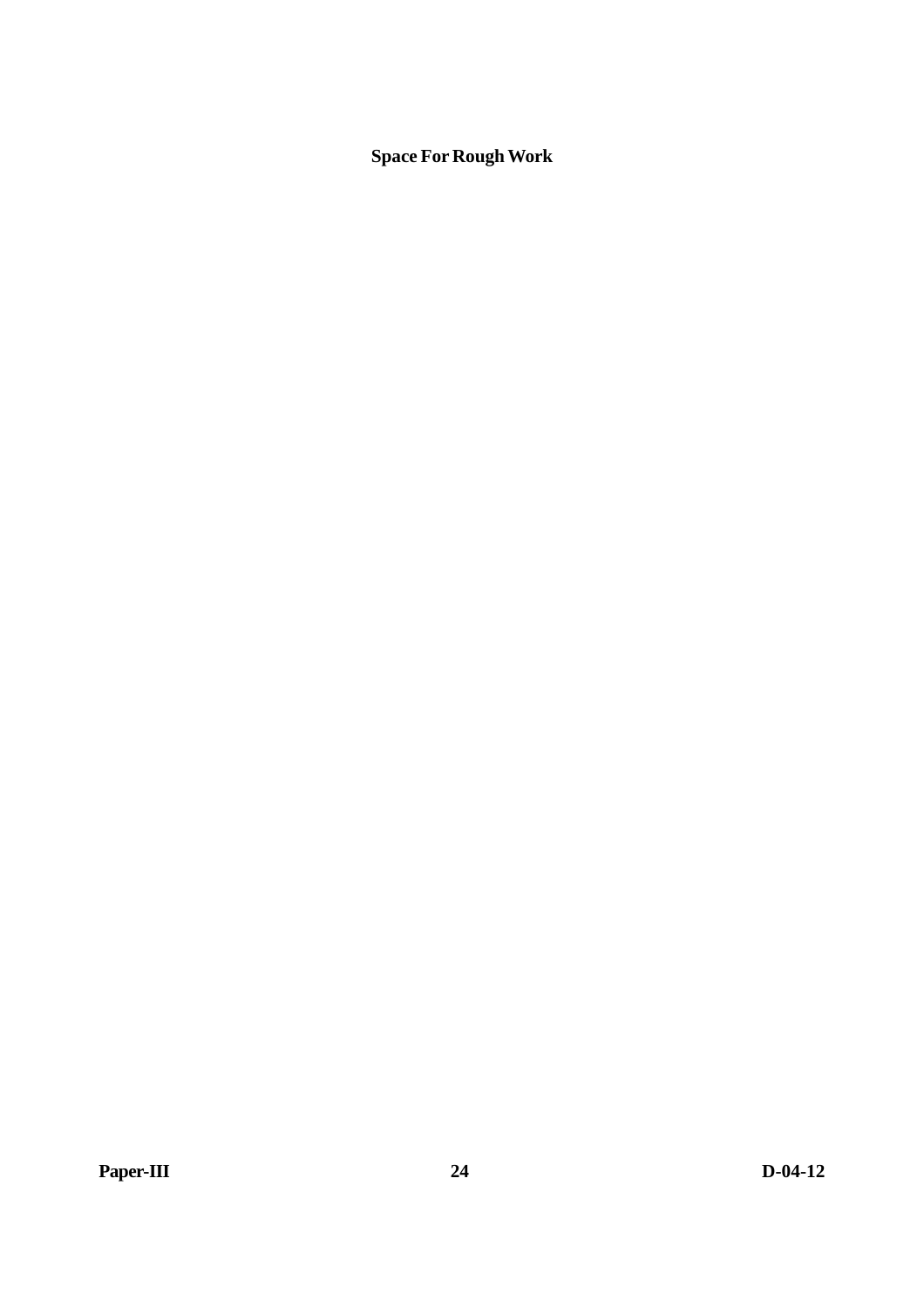**Space For Rough Work**